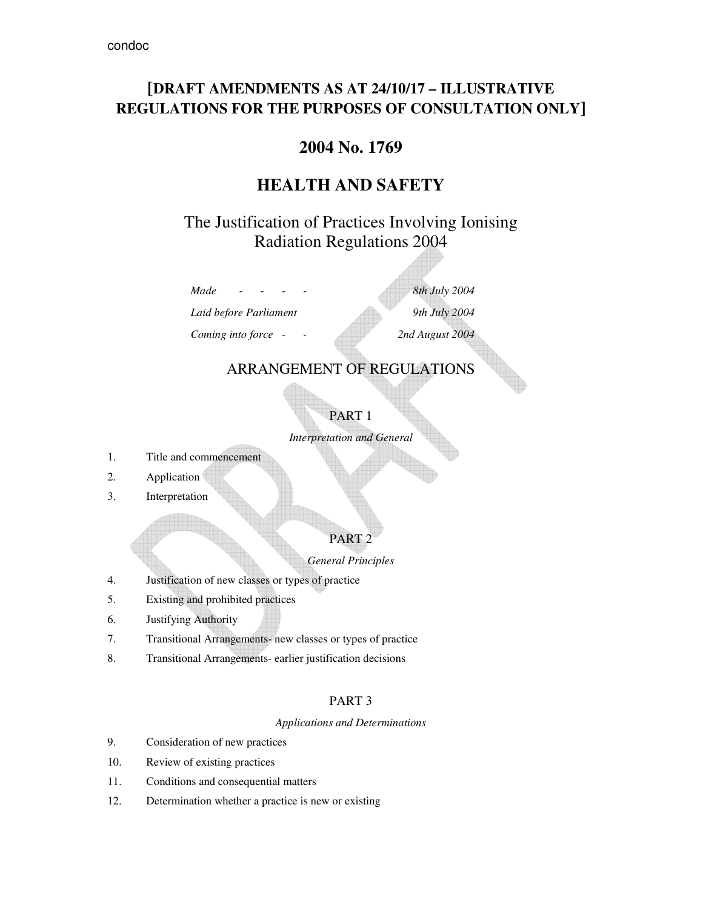condoc

**[DRAFT AMENDMENTS AS AT 24/10/17 – ILLUSTRATIVE REGULATIONS FOR THE PURPOSES OF CONSULTATION ONLY]**

# 2004 No. 1769

# HEALTH AND SAFETY

## The Justification of Practices Involving Ionising Radiation Regulations 2004

| | |
|---|---|
| *Made - - - -* | *8th July 2004* |
| *Laid before Parliament* | *9th July 2004* |
| *Coming into force - -* | *2nd August 2004* |

## ARRANGEMENT OF REGULATIONS

### PART 1

*Interpretation and General*

1. Title and commencement
2. Application
3. Interpretation

### PART 2

*General Principles*

4. Justification of new classes or types of practice
5. Existing and prohibited practices
6. Justifying Authority
7. Transitional Arrangements- new classes or types of practice
8. Transitional Arrangements- earlier justification decisions

### PART 3

*Applications and Determinations*

9. Consideration of new practices
10. Review of existing practices
11. Conditions and consequential matters
12. Determination whether a practice is new or existing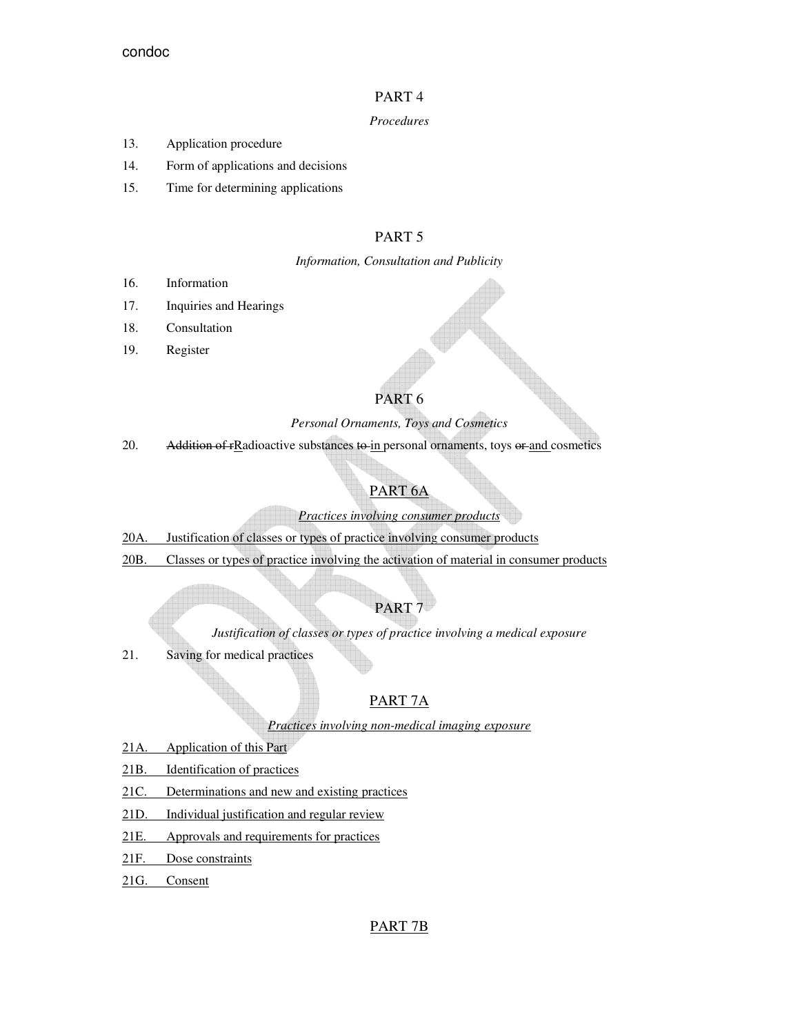## PART 4

*Procedures*

13. Application procedure
14. Form of applications and decisions
15. Time for determining applications

## PART 5

*Information, Consultation and Publicity*

16. Information
17. Inquiries and Hearings
18. Consultation
19. Register

## PART 6

*Personal Ornaments, Toys and Cosmetics*

20. ~~Addition of r~~Radioactive substances ~~to~~ in personal ornaments, toys ~~or~~ and cosmetics

## PART 6A

*Practices involving consumer products*

20A. Justification of classes or types of practice involving consumer products

20B. Classes or types of practice involving the activation of material in consumer products

## PART 7

*Justification of classes or types of practice involving a medical exposure*

21. Saving for medical practices

## PART 7A

*Practices involving non-medical imaging exposure*

21A. Application of this Part

21B. Identification of practices

21C. Determinations and new and existing practices

21D. Individual justification and regular review

21E. Approvals and requirements for practices

21F. Dose constraints

21G. Consent

## PART 7B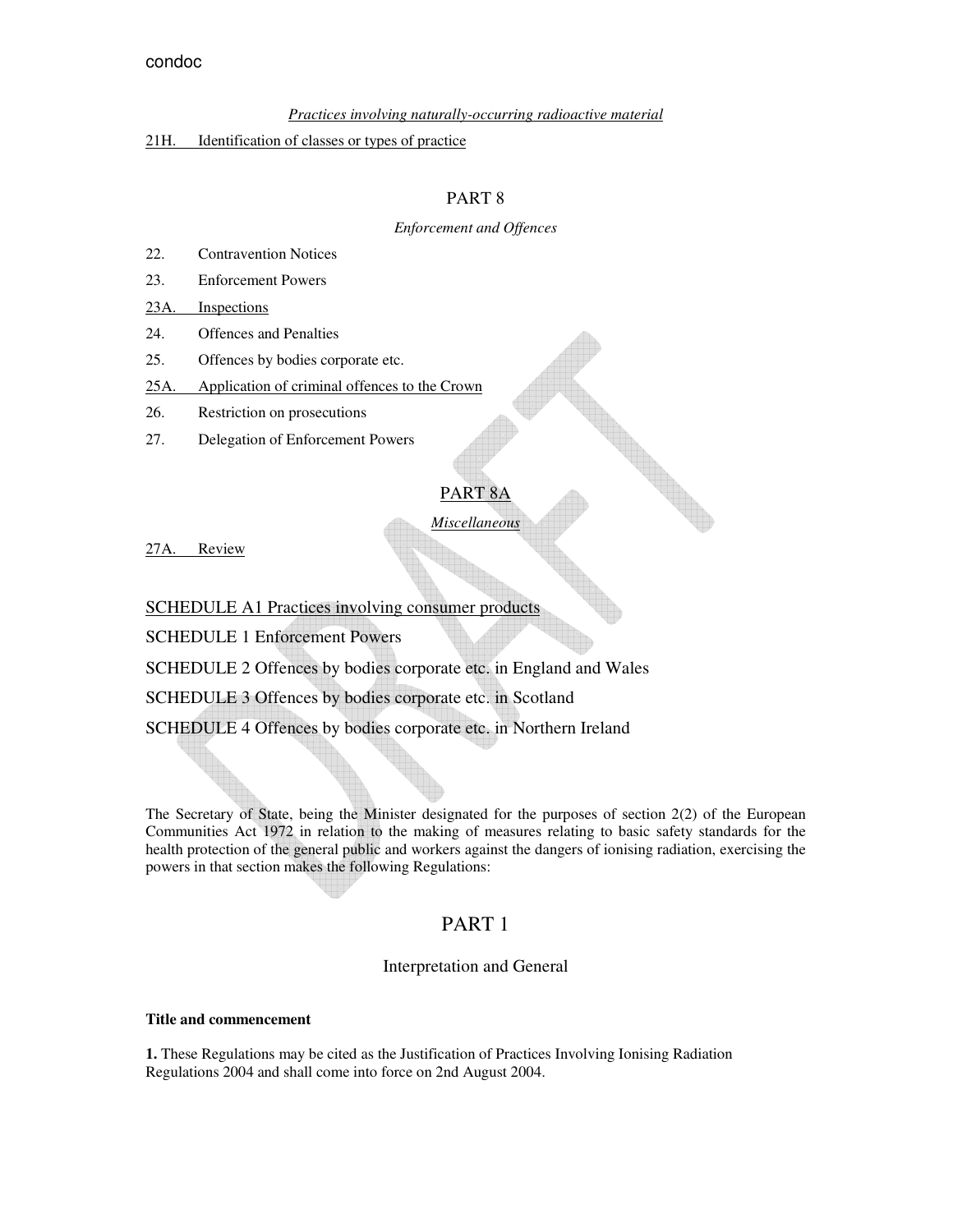*Practices involving naturally-occurring radioactive material*

21H. Identification of classes or types of practice

## PART 8

*Enforcement and Offences*

22. Contravention Notices
23. Enforcement Powers
23A. Inspections
24. Offences and Penalties
25. Offences by bodies corporate etc.
25A. Application of criminal offences to the Crown
26. Restriction on prosecutions
27. Delegation of Enforcement Powers

## PART 8A

*Miscellaneous*

27A. Review

SCHEDULE A1 Practices involving consumer products

SCHEDULE 1 Enforcement Powers

SCHEDULE 2 Offences by bodies corporate etc. in England and Wales

SCHEDULE 3 Offences by bodies corporate etc. in Scotland

SCHEDULE 4 Offences by bodies corporate etc. in Northern Ireland

The Secretary of State, being the Minister designated for the purposes of section 2(2) of the European Communities Act 1972 in relation to the making of measures relating to basic safety standards for the health protection of the general public and workers against the dangers of ionising radiation, exercising the powers in that section makes the following Regulations:

# PART 1

## Interpretation and General

### Title and commencement

**1.** These Regulations may be cited as the Justification of Practices Involving Ionising Radiation Regulations 2004 and shall come into force on 2nd August 2004.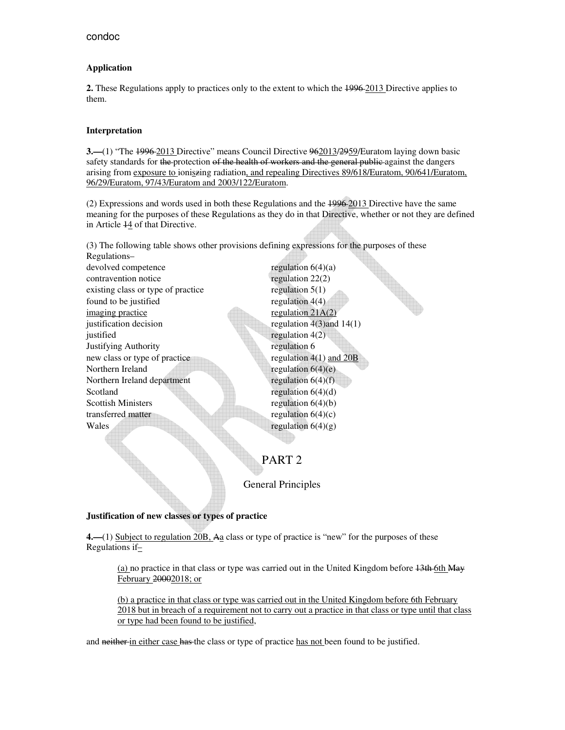### Application

**2.** These Regulations apply to practices only to the extent to which the ~~1996~~ 2013 Directive applies to them.

### Interpretation

**3.—**(1) "The ~~1996~~ 2013 Directive" means Council Directive ~~96~~2013/~~29~~59/Euratom laying down basic safety standards for ~~the~~ protection ~~of the health of workers and the general public~~ against the dangers arising from exposure to ionis~~z~~ing radiation, and repealing Directives 89/618/Euratom, 90/641/Euratom, 96/29/Euratom, 97/43/Euratom and 2003/122/Euratom.

(2) Expressions and words used in both these Regulations and the ~~1996~~ 2013 Directive have the same meaning for the purposes of these Regulations as they do in that Directive, whether or not they are defined in Article ~~1~~4 of that Directive.

(3) The following table shows other provisions defining expressions for the purposes of these Regulations–

| | |
|---|---|
| devolved competence | regulation 6(4)(a) |
| contravention notice | regulation 22(2) |
| existing class or type of practice | regulation 5(1) |
| found to be justified | regulation 4(4) |
| imaging practice | regulation 21A(2) |
| justification decision | regulation 4(3)and 14(1) |
| justified | regulation 4(2) |
| Justifying Authority | regulation 6 |
| new class or type of practice | regulation 4(1) and 20B |
| Northern Ireland | regulation 6(4)(e) |
| Northern Ireland department | regulation 6(4)(f) |
| Scotland | regulation 6(4)(d) |
| Scottish Ministers | regulation 6(4)(b) |
| transferred matter | regulation 6(4)(c) |
| Wales | regulation 6(4)(g) |

## PART 2

### General Principles

### Justification of new classes or types of practice

**4.—**(1) Subject to regulation 20B, ~~A~~a class or type of practice is "new" for the purposes of these Regulations if–

> (a) no practice in that class or type was carried out in the United Kingdom before ~~13th~~ 6th ~~May~~ February ~~2000~~2018; or
>
> (b) a practice in that class or type was carried out in the United Kingdom before 6th February 2018 but in breach of a requirement not to carry out a practice in that class or type until that class or type had been found to be justified,

and ~~neither~~ in either case ~~has~~ the class or type of practice has not been found to be justified.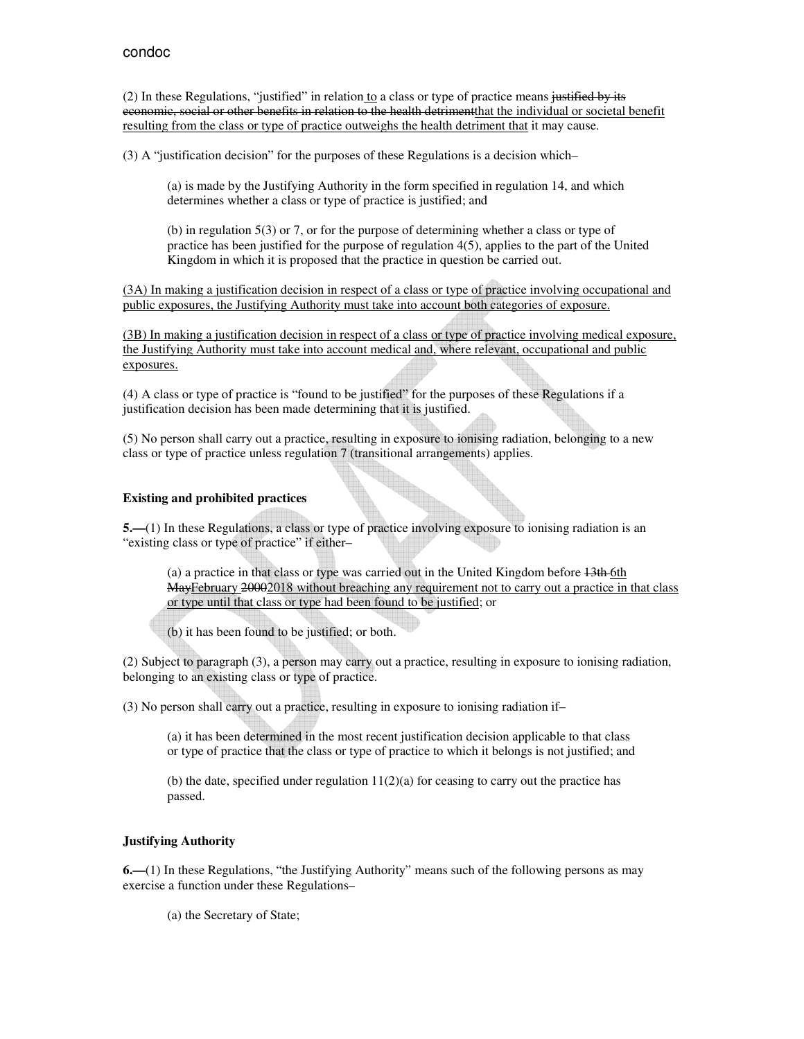(2) In these Regulations, "justified" in relation to a class or type of practice means ~~justified by its economic, social or other benefits in relation to the health detriment~~that the individual or societal benefit resulting from the class or type of practice outweighs the health detriment that it may cause.

(3) A "justification decision" for the purposes of these Regulations is a decision which–

> (a) is made by the Justifying Authority in the form specified in regulation 14, and which determines whether a class or type of practice is justified; and
>
> (b) in regulation 5(3) or 7, or for the purpose of determining whether a class or type of practice has been justified for the purpose of regulation 4(5), applies to the part of the United Kingdom in which it is proposed that the practice in question be carried out.

(3A) In making a justification decision in respect of a class or type of practice involving occupational and public exposures, the Justifying Authority must take into account both categories of exposure.

(3B) In making a justification decision in respect of a class or type of practice involving medical exposure, the Justifying Authority must take into account medical and, where relevant, occupational and public exposures.

(4) A class or type of practice is "found to be justified" for the purposes of these Regulations if a justification decision has been made determining that it is justified.

(5) No person shall carry out a practice, resulting in exposure to ionising radiation, belonging to a new class or type of practice unless regulation 7 (transitional arrangements) applies.

### Existing and prohibited practices

**5.—**(1) In these Regulations, a class or type of practice involving exposure to ionising radiation is an "existing class or type of practice" if either–

> (a) a practice in that class or type was carried out in the United Kingdom before ~~13th~~ 6th ~~May~~February ~~2000~~2018 without breaching any requirement not to carry out a practice in that class or type until that class or type had been found to be justified; or
>
> (b) it has been found to be justified; or both.

(2) Subject to paragraph (3), a person may carry out a practice, resulting in exposure to ionising radiation, belonging to an existing class or type of practice.

(3) No person shall carry out a practice, resulting in exposure to ionising radiation if–

> (a) it has been determined in the most recent justification decision applicable to that class or type of practice that the class or type of practice to which it belongs is not justified; and
>
> (b) the date, specified under regulation 11(2)(a) for ceasing to carry out the practice has passed.

### Justifying Authority

**6.—**(1) In these Regulations, "the Justifying Authority" means such of the following persons as may exercise a function under these Regulations–

> (a) the Secretary of State;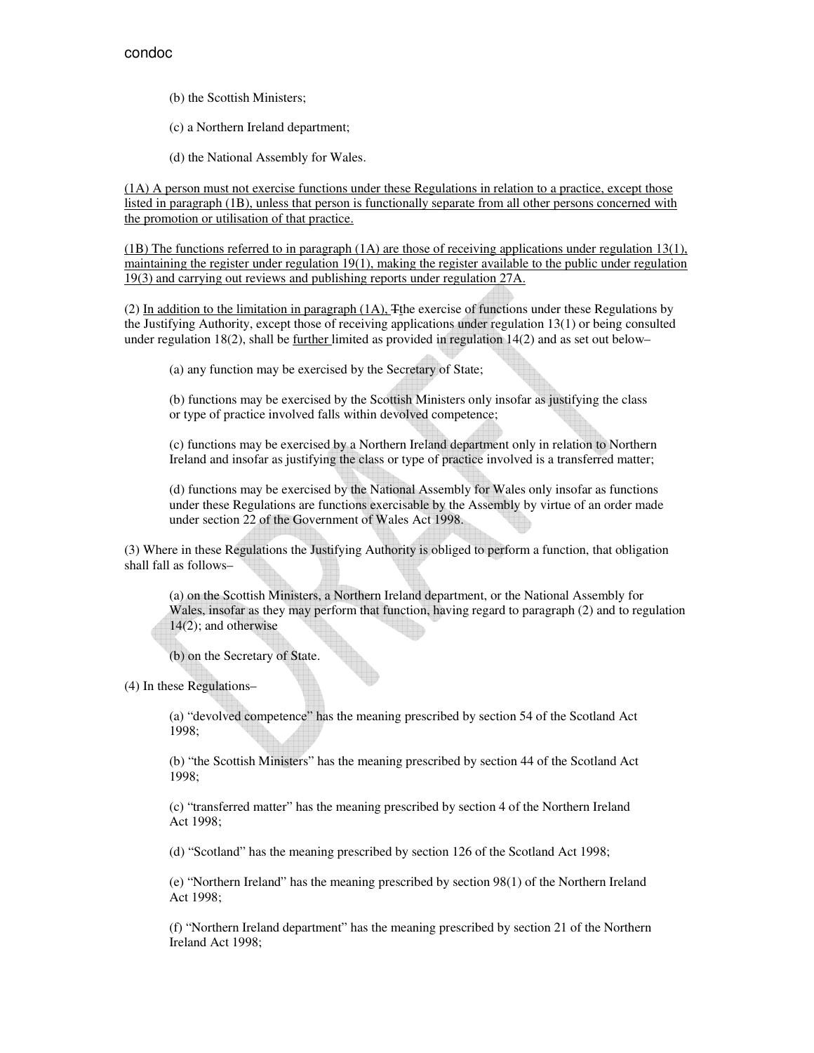(b) the Scottish Ministers;

(c) a Northern Ireland department;

(d) the National Assembly for Wales.

(1A) A person must not exercise functions under these Regulations in relation to a practice, except those listed in paragraph (1B), unless that person is functionally separate from all other persons concerned with the promotion or utilisation of that practice.

(1B) The functions referred to in paragraph (1A) are those of receiving applications under regulation 13(1), maintaining the register under regulation 19(1), making the register available to the public under regulation 19(3) and carrying out reviews and publishing reports under regulation 27A.

(2) In addition to the limitation in paragraph (1A), Tthe exercise of functions under these Regulations by the Justifying Authority, except those of receiving applications under regulation 13(1) or being consulted under regulation 18(2), shall be further limited as provided in regulation 14(2) and as set out below–

(a) any function may be exercised by the Secretary of State;

(b) functions may be exercised by the Scottish Ministers only insofar as justifying the class or type of practice involved falls within devolved competence;

(c) functions may be exercised by a Northern Ireland department only in relation to Northern Ireland and insofar as justifying the class or type of practice involved is a transferred matter;

(d) functions may be exercised by the National Assembly for Wales only insofar as functions under these Regulations are functions exercisable by the Assembly by virtue of an order made under section 22 of the Government of Wales Act 1998.

(3) Where in these Regulations the Justifying Authority is obliged to perform a function, that obligation shall fall as follows–

(a) on the Scottish Ministers, a Northern Ireland department, or the National Assembly for Wales, insofar as they may perform that function, having regard to paragraph (2) and to regulation 14(2); and otherwise

(b) on the Secretary of State.

(4) In these Regulations–

(a) "devolved competence" has the meaning prescribed by section 54 of the Scotland Act 1998;

(b) "the Scottish Ministers" has the meaning prescribed by section 44 of the Scotland Act 1998;

(c) "transferred matter" has the meaning prescribed by section 4 of the Northern Ireland Act 1998;

(d) "Scotland" has the meaning prescribed by section 126 of the Scotland Act 1998;

(e) "Northern Ireland" has the meaning prescribed by section 98(1) of the Northern Ireland Act 1998;

(f) "Northern Ireland department" has the meaning prescribed by section 21 of the Northern Ireland Act 1998;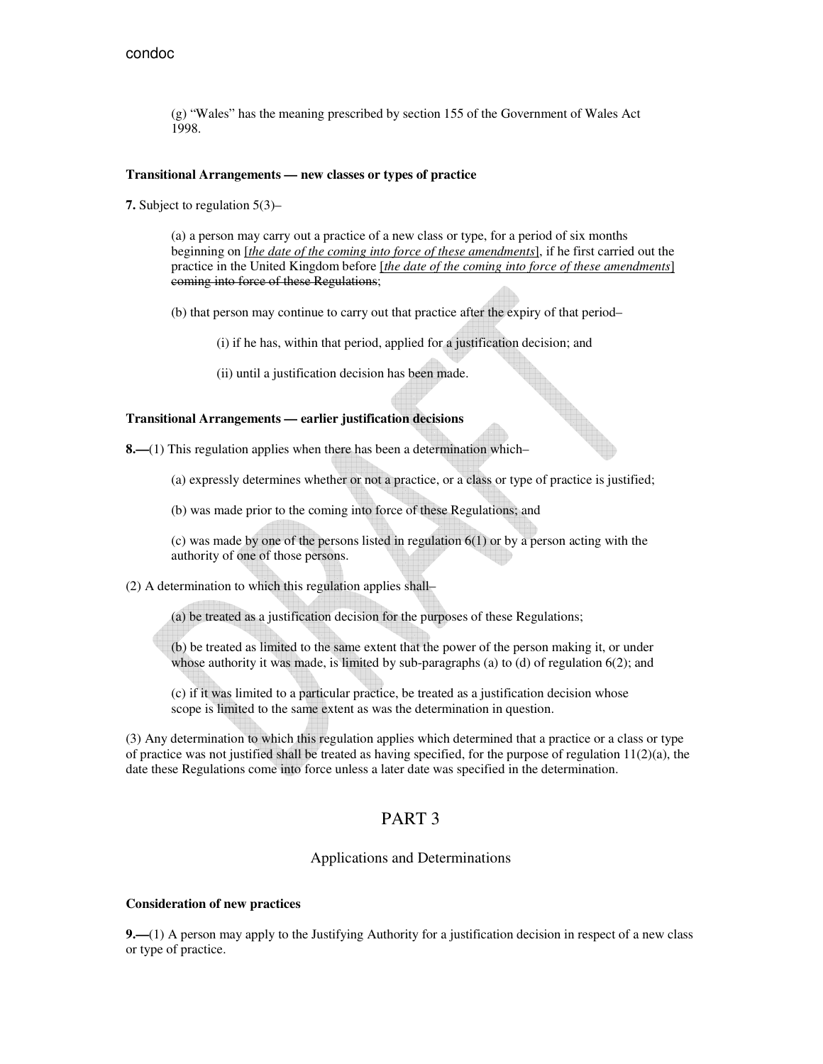(g) "Wales" has the meaning prescribed by section 155 of the Government of Wales Act 1998.

**Transitional Arrangements — new classes or types of practice**

**7.** Subject to regulation 5(3)–

(a) a person may carry out a practice of a new class or type, for a period of six months beginning on [*the date of the coming into force of these amendments*], if he first carried out the practice in the United Kingdom before [*the date of the coming into force of these amendments*] ~~coming into force of these Regulations~~;

(b) that person may continue to carry out that practice after the expiry of that period–

(i) if he has, within that period, applied for a justification decision; and

(ii) until a justification decision has been made.

**Transitional Arrangements — earlier justification decisions**

**8.—**(1) This regulation applies when there has been a determination which–

(a) expressly determines whether or not a practice, or a class or type of practice is justified;

(b) was made prior to the coming into force of these Regulations; and

(c) was made by one of the persons listed in regulation 6(1) or by a person acting with the authority of one of those persons.

(2) A determination to which this regulation applies shall–

(a) be treated as a justification decision for the purposes of these Regulations;

(b) be treated as limited to the same extent that the power of the person making it, or under whose authority it was made, is limited by sub-paragraphs (a) to (d) of regulation 6(2); and

(c) if it was limited to a particular practice, be treated as a justification decision whose scope is limited to the same extent as was the determination in question.

(3) Any determination to which this regulation applies which determined that a practice or a class or type of practice was not justified shall be treated as having specified, for the purpose of regulation 11(2)(a), the date these Regulations come into force unless a later date was specified in the determination.

# PART 3

## Applications and Determinations

**Consideration of new practices**

**9.—**(1) A person may apply to the Justifying Authority for a justification decision in respect of a new class or type of practice.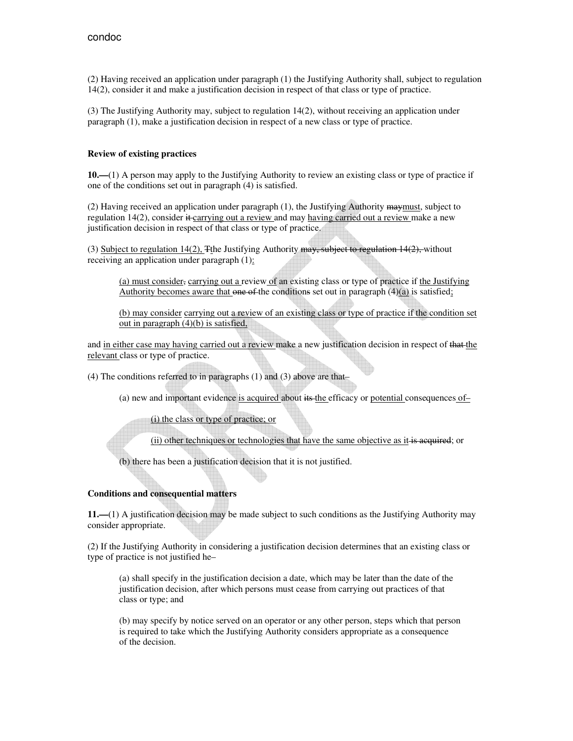(2) Having received an application under paragraph (1) the Justifying Authority shall, subject to regulation 14(2), consider it and make a justification decision in respect of that class or type of practice.

(3) The Justifying Authority may, subject to regulation 14(2), without receiving an application under paragraph (1), make a justification decision in respect of a new class or type of practice.

**Review of existing practices**

**10.—**(1) A person may apply to the Justifying Authority to review an existing class or type of practice if one of the conditions set out in paragraph (4) is satisfied.

(2) Having received an application under paragraph (1), the Justifying Authority ~~may~~<u>must</u>, subject to regulation 14(2), consider ~~it~~ <u>carrying out a review</u> and may <u>having carried out a review</u> make a new justification decision in respect of that class or type of practice.

(3) <u>Subject to regulation 14(2),</u> ~~T~~<u>t</u>he Justifying Authority ~~may, subject to regulation 14(2),~~ without receiving an application under paragraph (1)<u>:</u>

> (a) <u>must consider</u>~~,~~ <u>carrying out a</u> review <u>of</u> an existing class or type of practice if <u>the Justifying Authority becomes aware that</u> ~~one of~~ the condition~~s~~ set out in paragraph (4)<u>(a)</u> is satisfied<u>;</u>
>
> (b) <u>may consider carrying out a review of an existing class or type of practice if the condition set out in paragraph (4)(b) is satisfied,</u>

and <u>in either case may having carried out a review</u> make a new justification decision in respect of ~~that~~ <u>the relevant</u> class or type of practice.

(4) The conditions referred to in paragraphs (1) and (3) above are that–

> (a) new and important evidence <u>is acquired</u> about ~~its~~ <u>the</u> efficacy or <u>potential</u> consequences <u>of–</u>
>
> > (i) <u>the class or type of practice; or</u>
> >
> > (ii) <u>other techniques or technologies that have the same objective as it</u> ~~is acquired~~; or
>
> (b) there has been a justification decision that it is not justified.

**Conditions and consequential matters**

**11.—**(1) A justification decision may be made subject to such conditions as the Justifying Authority may consider appropriate.

(2) If the Justifying Authority in considering a justification decision determines that an existing class or type of practice is not justified he–

> (a) shall specify in the justification decision a date, which may be later than the date of the justification decision, after which persons must cease from carrying out practices of that class or type; and
>
> (b) may specify by notice served on an operator or any other person, steps which that person is required to take which the Justifying Authority considers appropriate as a consequence of the decision.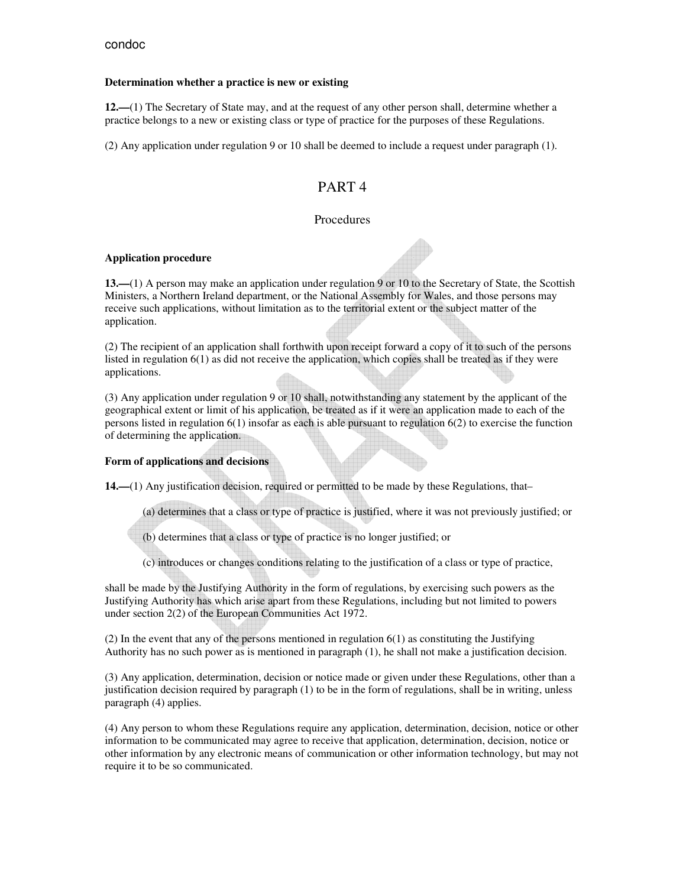**Determination whether a practice is new or existing**

**12.—**(1) The Secretary of State may, and at the request of any other person shall, determine whether a practice belongs to a new or existing class or type of practice for the purposes of these Regulations.

(2) Any application under regulation 9 or 10 shall be deemed to include a request under paragraph (1).

# PART 4

## Procedures

**Application procedure**

**13.—**(1) A person may make an application under regulation 9 or 10 to the Secretary of State, the Scottish Ministers, a Northern Ireland department, or the National Assembly for Wales, and those persons may receive such applications, without limitation as to the territorial extent or the subject matter of the application.

(2) The recipient of an application shall forthwith upon receipt forward a copy of it to such of the persons listed in regulation 6(1) as did not receive the application, which copies shall be treated as if they were applications.

(3) Any application under regulation 9 or 10 shall, notwithstanding any statement by the applicant of the geographical extent or limit of his application, be treated as if it were an application made to each of the persons listed in regulation 6(1) insofar as each is able pursuant to regulation 6(2) to exercise the function of determining the application.

**Form of applications and decisions**

**14.—**(1) Any justification decision, required or permitted to be made by these Regulations, that–

(a) determines that a class or type of practice is justified, where it was not previously justified; or

(b) determines that a class or type of practice is no longer justified; or

(c) introduces or changes conditions relating to the justification of a class or type of practice,

shall be made by the Justifying Authority in the form of regulations, by exercising such powers as the Justifying Authority has which arise apart from these Regulations, including but not limited to powers under section 2(2) of the European Communities Act 1972.

(2) In the event that any of the persons mentioned in regulation 6(1) as constituting the Justifying Authority has no such power as is mentioned in paragraph (1), he shall not make a justification decision.

(3) Any application, determination, decision or notice made or given under these Regulations, other than a justification decision required by paragraph (1) to be in the form of regulations, shall be in writing, unless paragraph (4) applies.

(4) Any person to whom these Regulations require any application, determination, decision, notice or other information to be communicated may agree to receive that application, determination, decision, notice or other information by any electronic means of communication or other information technology, but may not require it to be so communicated.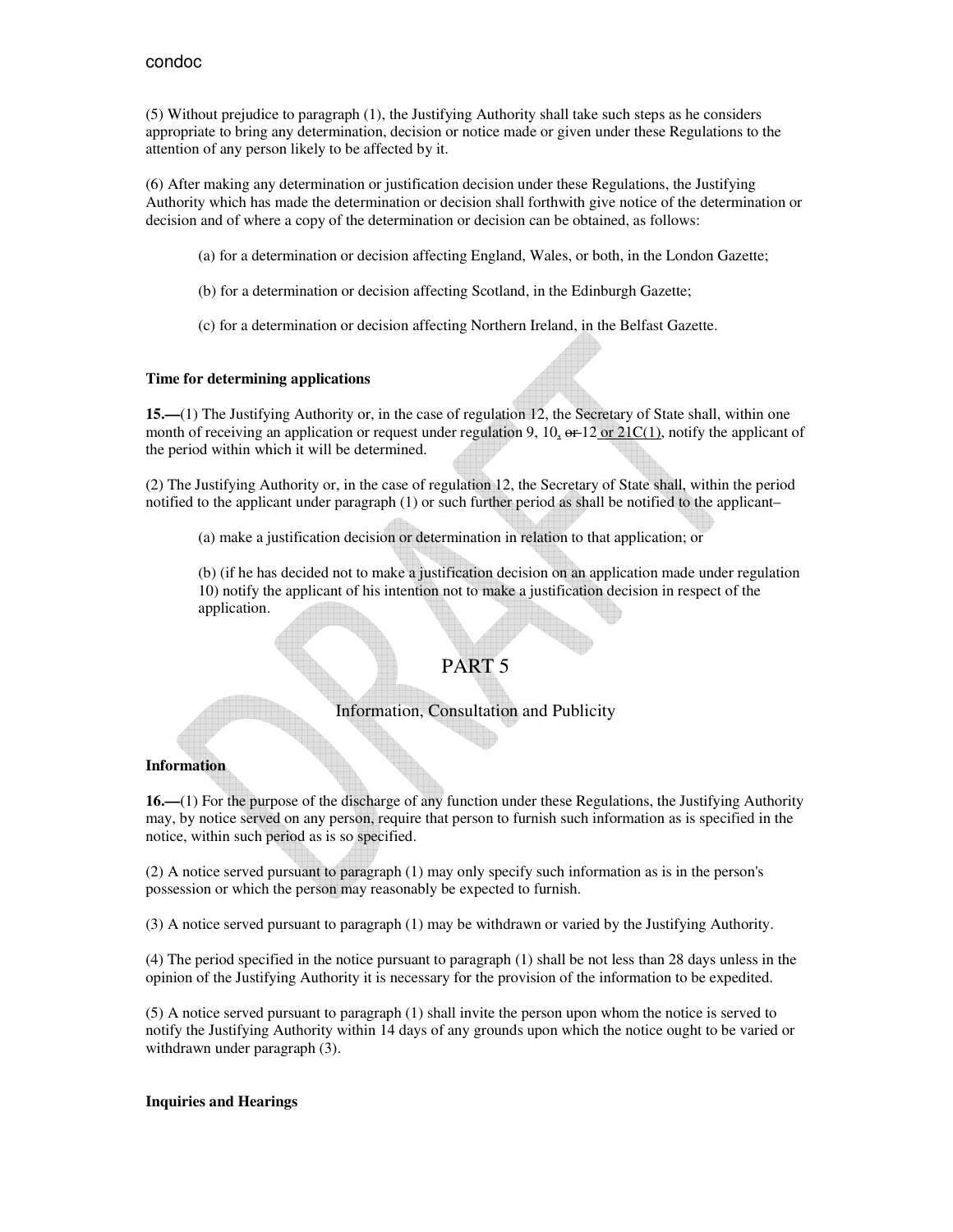(5) Without prejudice to paragraph (1), the Justifying Authority shall take such steps as he considers appropriate to bring any determination, decision or notice made or given under these Regulations to the attention of any person likely to be affected by it.

(6) After making any determination or justification decision under these Regulations, the Justifying Authority which has made the determination or decision shall forthwith give notice of the determination or decision and of where a copy of the determination or decision can be obtained, as follows:

(a) for a determination or decision affecting England, Wales, or both, in the London Gazette;

(b) for a determination or decision affecting Scotland, in the Edinburgh Gazette;

(c) for a determination or decision affecting Northern Ireland, in the Belfast Gazette.

**Time for determining applications**

**15.—**(1) The Justifying Authority or, in the case of regulation 12, the Secretary of State shall, within one month of receiving an application or request under regulation 9, 10, ~~or~~ 12 or 21C(1), notify the applicant of the period within which it will be determined.

(2) The Justifying Authority or, in the case of regulation 12, the Secretary of State shall, within the period notified to the applicant under paragraph (1) or such further period as shall be notified to the applicant–

(a) make a justification decision or determination in relation to that application; or

(b) (if he has decided not to make a justification decision on an application made under regulation 10) notify the applicant of his intention not to make a justification decision in respect of the application.

# PART 5

## Information, Consultation and Publicity

**Information**

**16.—**(1) For the purpose of the discharge of any function under these Regulations, the Justifying Authority may, by notice served on any person, require that person to furnish such information as is specified in the notice, within such period as is so specified.

(2) A notice served pursuant to paragraph (1) may only specify such information as is in the person's possession or which the person may reasonably be expected to furnish.

(3) A notice served pursuant to paragraph (1) may be withdrawn or varied by the Justifying Authority.

(4) The period specified in the notice pursuant to paragraph (1) shall be not less than 28 days unless in the opinion of the Justifying Authority it is necessary for the provision of the information to be expedited.

(5) A notice served pursuant to paragraph (1) shall invite the person upon whom the notice is served to notify the Justifying Authority within 14 days of any grounds upon which the notice ought to be varied or withdrawn under paragraph (3).

**Inquiries and Hearings**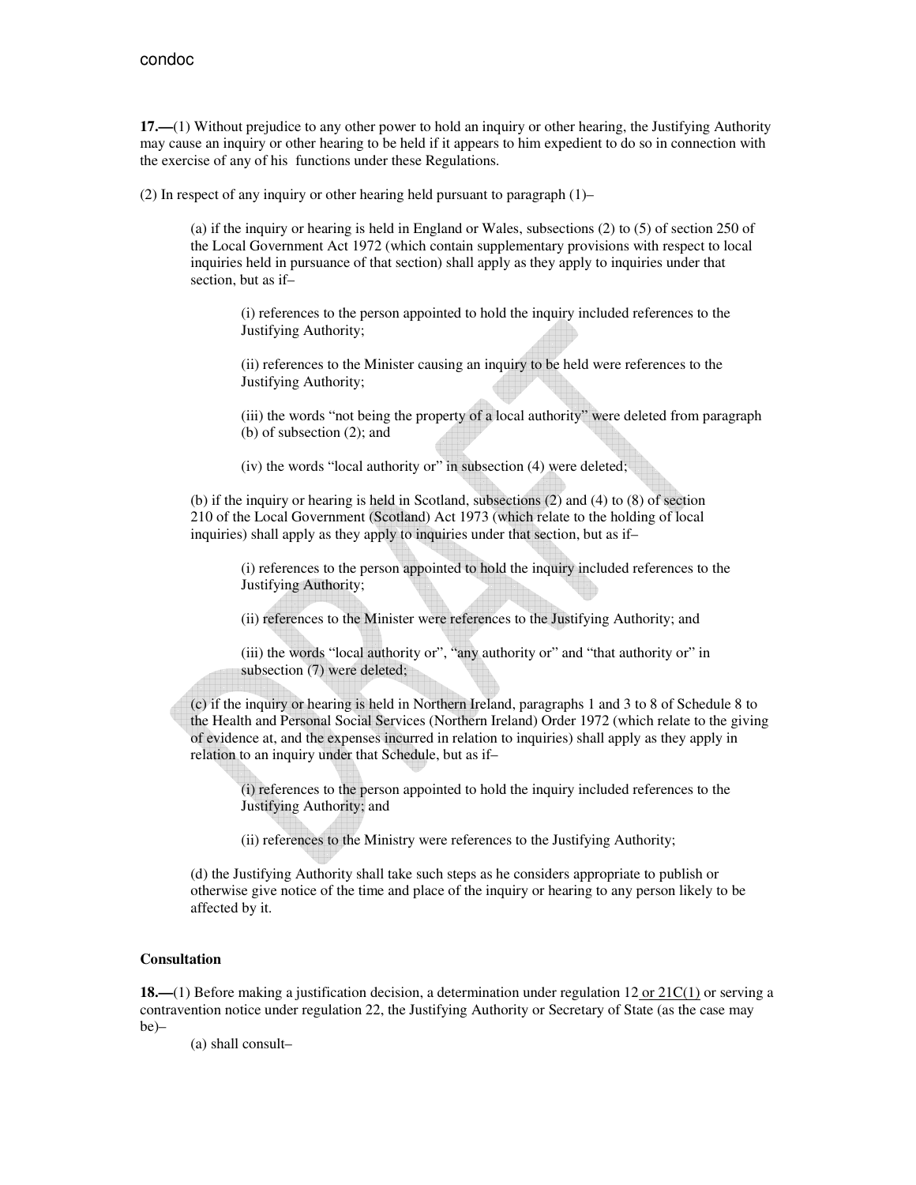**17.—**(1) Without prejudice to any other power to hold an inquiry or other hearing, the Justifying Authority may cause an inquiry or other hearing to be held if it appears to him expedient to do so in connection with the exercise of any of his functions under these Regulations.

(2) In respect of any inquiry or other hearing held pursuant to paragraph (1)–

(a) if the inquiry or hearing is held in England or Wales, subsections (2) to (5) of section 250 of the Local Government Act 1972 (which contain supplementary provisions with respect to local inquiries held in pursuance of that section) shall apply as they apply to inquiries under that section, but as if–

(i) references to the person appointed to hold the inquiry included references to the Justifying Authority;

(ii) references to the Minister causing an inquiry to be held were references to the Justifying Authority;

(iii) the words "not being the property of a local authority" were deleted from paragraph (b) of subsection (2); and

(iv) the words "local authority or" in subsection (4) were deleted;

(b) if the inquiry or hearing is held in Scotland, subsections (2) and (4) to (8) of section 210 of the Local Government (Scotland) Act 1973 (which relate to the holding of local inquiries) shall apply as they apply to inquiries under that section, but as if–

(i) references to the person appointed to hold the inquiry included references to the Justifying Authority;

(ii) references to the Minister were references to the Justifying Authority; and

(iii) the words "local authority or", "any authority or" and "that authority or" in subsection (7) were deleted;

(c) if the inquiry or hearing is held in Northern Ireland, paragraphs 1 and 3 to 8 of Schedule 8 to the Health and Personal Social Services (Northern Ireland) Order 1972 (which relate to the giving of evidence at, and the expenses incurred in relation to inquiries) shall apply as they apply in relation to an inquiry under that Schedule, but as if–

(i) references to the person appointed to hold the inquiry included references to the Justifying Authority; and

(ii) references to the Ministry were references to the Justifying Authority;

(d) the Justifying Authority shall take such steps as he considers appropriate to publish or otherwise give notice of the time and place of the inquiry or hearing to any person likely to be affected by it.

**Consultation**

**18.—**(1) Before making a justification decision, a determination under regulation 12 or 21C(1) or serving a contravention notice under regulation 22, the Justifying Authority or Secretary of State (as the case may be)–

(a) shall consult–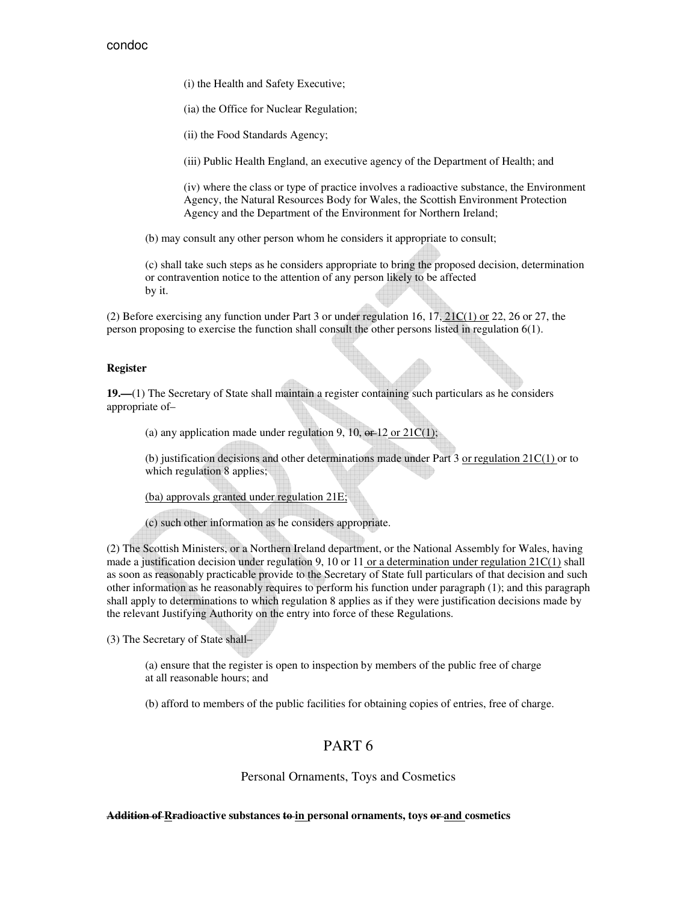(i) the Health and Safety Executive;

(ia) the Office for Nuclear Regulation;

(ii) the Food Standards Agency;

(iii) Public Health England, an executive agency of the Department of Health; and

(iv) where the class or type of practice involves a radioactive substance, the Environment Agency, the Natural Resources Body for Wales, the Scottish Environment Protection Agency and the Department of the Environment for Northern Ireland;

(b) may consult any other person whom he considers it appropriate to consult;

(c) shall take such steps as he considers appropriate to bring the proposed decision, determination or contravention notice to the attention of any person likely to be affected by it.

(2) Before exercising any function under Part 3 or under regulation 16, 17, 21C(1) or 22, 26 or 27, the person proposing to exercise the function shall consult the other persons listed in regulation 6(1).

**Register**

**19.—**(1) The Secretary of State shall maintain a register containing such particulars as he considers appropriate of–

(a) any application made under regulation 9, 10, ~~or~~ 12 or 21C(1);

(b) justification decisions and other determinations made under Part 3 or regulation 21C(1) or to which regulation 8 applies;

(ba) approvals granted under regulation 21E;

(c) such other information as he considers appropriate.

(2) The Scottish Ministers, or a Northern Ireland department, or the National Assembly for Wales, having made a justification decision under regulation 9, 10 or 11 or a determination under regulation 21C(1) shall as soon as reasonably practicable provide to the Secretary of State full particulars of that decision and such other information as he reasonably requires to perform his function under paragraph (1); and this paragraph shall apply to determinations to which regulation 8 applies as if they were justification decisions made by the relevant Justifying Authority on the entry into force of these Regulations.

(3) The Secretary of State shall–

(a) ensure that the register is open to inspection by members of the public free of charge at all reasonable hours; and

(b) afford to members of the public facilities for obtaining copies of entries, free of charge.

# PART 6

## Personal Ornaments, Toys and Cosmetics

**~~Addition of R~~Radioactive substances ~~to~~ in personal ornaments, toys ~~or~~ and cosmetics**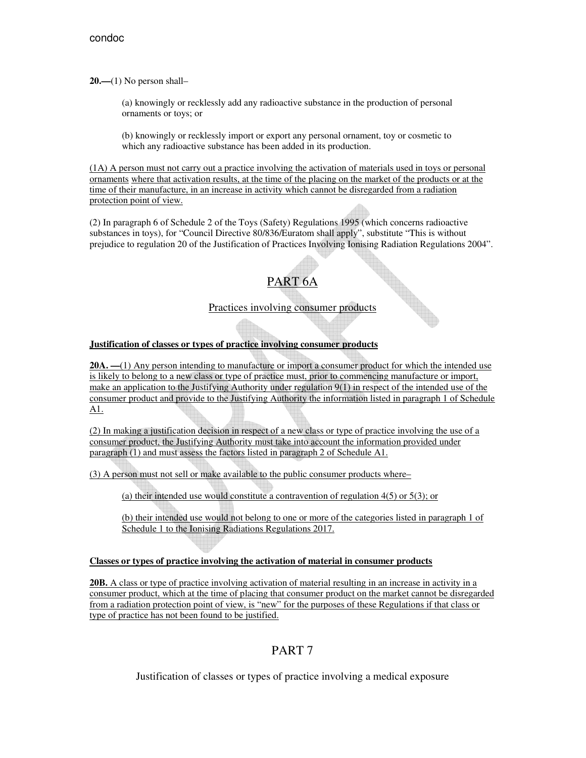**20.—**(1) No person shall–

(a) knowingly or recklessly add any radioactive substance in the production of personal ornaments or toys; or

(b) knowingly or recklessly import or export any personal ornament, toy or cosmetic to which any radioactive substance has been added in its production.

(1A) A person must not carry out a practice involving the activation of materials used in toys or personal ornaments where that activation results, at the time of the placing on the market of the products or at the time of their manufacture, in an increase in activity which cannot be disregarded from a radiation protection point of view.

(2) In paragraph 6 of Schedule 2 of the Toys (Safety) Regulations 1995 (which concerns radioactive substances in toys), for "Council Directive 80/836/Euratom shall apply", substitute "This is without prejudice to regulation 20 of the Justification of Practices Involving Ionising Radiation Regulations 2004".

## PART 6A

### Practices involving consumer products

**Justification of classes or types of practice involving consumer products**

**20A. —**(1) Any person intending to manufacture or import a consumer product for which the intended use is likely to belong to a new class or type of practice must, prior to commencing manufacture or import, make an application to the Justifying Authority under regulation 9(1) in respect of the intended use of the consumer product and provide to the Justifying Authority the information listed in paragraph 1 of Schedule A1.

(2) In making a justification decision in respect of a new class or type of practice involving the use of a consumer product, the Justifying Authority must take into account the information provided under paragraph (1) and must assess the factors listed in paragraph 2 of Schedule A1.

(3) A person must not sell or make available to the public consumer products where–

(a) their intended use would constitute a contravention of regulation 4(5) or 5(3); or

(b) their intended use would not belong to one or more of the categories listed in paragraph 1 of Schedule 1 to the Ionising Radiations Regulations 2017.

**Classes or types of practice involving the activation of material in consumer products**

**20B.** A class or type of practice involving activation of material resulting in an increase in activity in a consumer product, which at the time of placing that consumer product on the market cannot be disregarded from a radiation protection point of view, is "new" for the purposes of these Regulations if that class or type of practice has not been found to be justified.

## PART 7

### Justification of classes or types of practice involving a medical exposure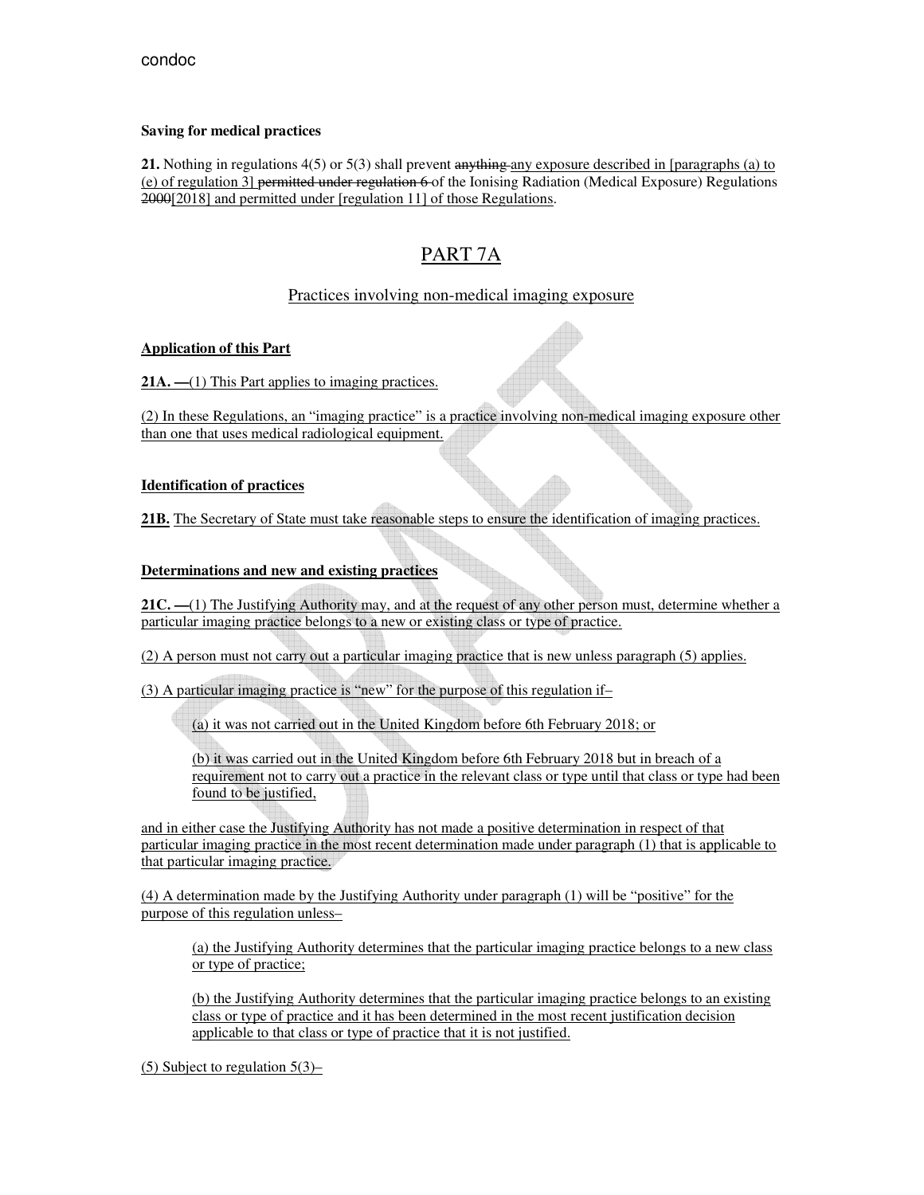**Saving for medical practices**

**21.** Nothing in regulations 4(5) or 5(3) shall prevent ~~anything~~ any exposure described in [paragraphs (a) to (e) of regulation 3] ~~permitted under regulation 6~~ of the Ionising Radiation (Medical Exposure) Regulations ~~2000~~[2018] and permitted under [regulation 11] of those Regulations.

# PART 7A

## Practices involving non-medical imaging exposure

**Application of this Part**

**21A. —**(1) This Part applies to imaging practices.

(2) In these Regulations, an "imaging practice" is a practice involving non-medical imaging exposure other than one that uses medical radiological equipment.

**Identification of practices**

**21B.** The Secretary of State must take reasonable steps to ensure the identification of imaging practices.

**Determinations and new and existing practices**

**21C. —**(1) The Justifying Authority may, and at the request of any other person must, determine whether a particular imaging practice belongs to a new or existing class or type of practice.

(2) A person must not carry out a particular imaging practice that is new unless paragraph (5) applies.

(3) A particular imaging practice is "new" for the purpose of this regulation if–

> (a) it was not carried out in the United Kingdom before 6th February 2018; or
>
> (b) it was carried out in the United Kingdom before 6th February 2018 but in breach of a requirement not to carry out a practice in the relevant class or type until that class or type had been found to be justified,

and in either case the Justifying Authority has not made a positive determination in respect of that particular imaging practice in the most recent determination made under paragraph (1) that is applicable to that particular imaging practice.

(4) A determination made by the Justifying Authority under paragraph (1) will be "positive" for the purpose of this regulation unless–

> (a) the Justifying Authority determines that the particular imaging practice belongs to a new class or type of practice;
>
> (b) the Justifying Authority determines that the particular imaging practice belongs to an existing class or type of practice and it has been determined in the most recent justification decision applicable to that class or type of practice that it is not justified.

(5) Subject to regulation 5(3)–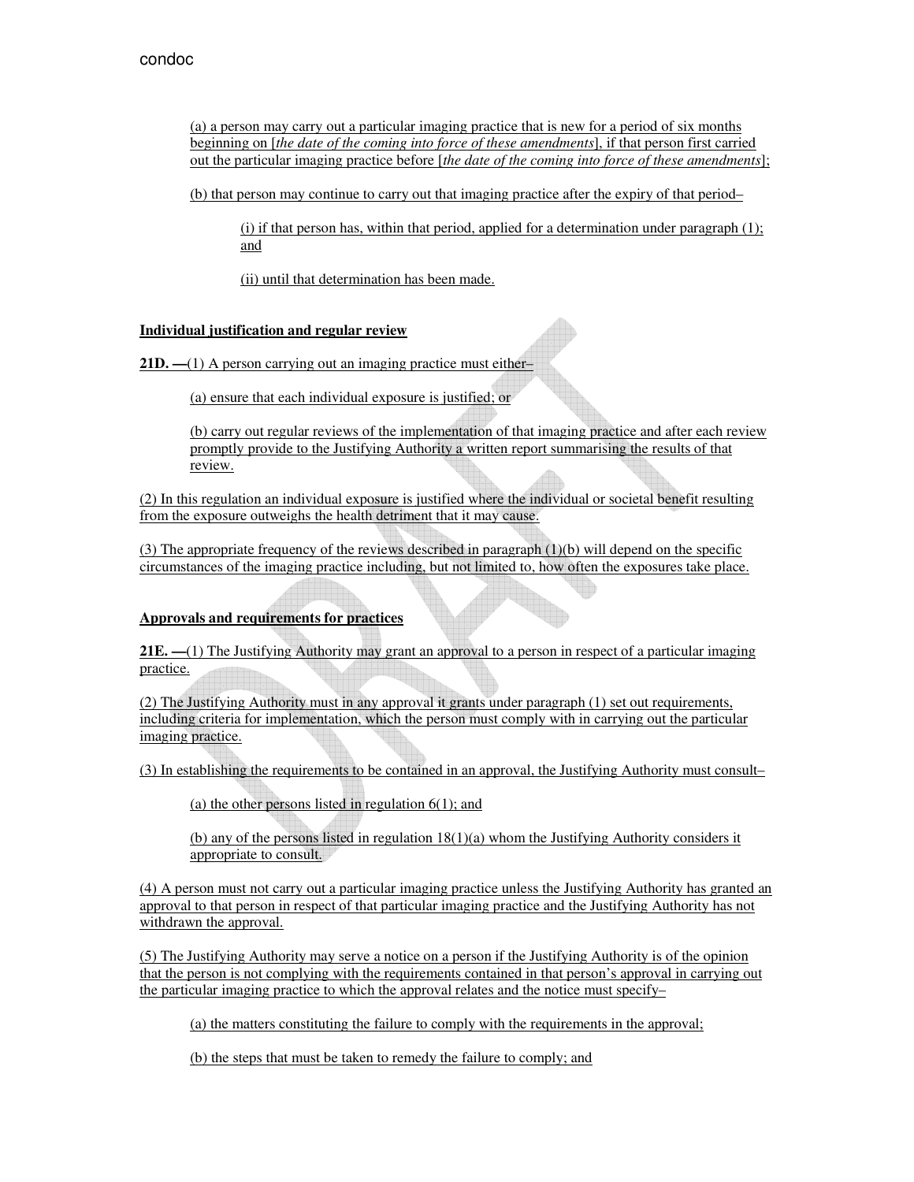(a) a person may carry out a particular imaging practice that is new for a period of six months beginning on [*the date of the coming into force of these amendments*], if that person first carried out the particular imaging practice before [*the date of the coming into force of these amendments*];

(b) that person may continue to carry out that imaging practice after the expiry of that period–

(i) if that person has, within that period, applied for a determination under paragraph (1); and

(ii) until that determination has been made.

**Individual justification and regular review**

**21D. —**(1) A person carrying out an imaging practice must either–

(a) ensure that each individual exposure is justified; or

(b) carry out regular reviews of the implementation of that imaging practice and after each review promptly provide to the Justifying Authority a written report summarising the results of that review.

(2) In this regulation an individual exposure is justified where the individual or societal benefit resulting from the exposure outweighs the health detriment that it may cause.

(3) The appropriate frequency of the reviews described in paragraph (1)(b) will depend on the specific circumstances of the imaging practice including, but not limited to, how often the exposures take place.

**Approvals and requirements for practices**

**21E. —**(1) The Justifying Authority may grant an approval to a person in respect of a particular imaging practice.

(2) The Justifying Authority must in any approval it grants under paragraph (1) set out requirements, including criteria for implementation, which the person must comply with in carrying out the particular imaging practice.

(3) In establishing the requirements to be contained in an approval, the Justifying Authority must consult–

(a) the other persons listed in regulation 6(1); and

(b) any of the persons listed in regulation 18(1)(a) whom the Justifying Authority considers it appropriate to consult.

(4) A person must not carry out a particular imaging practice unless the Justifying Authority has granted an approval to that person in respect of that particular imaging practice and the Justifying Authority has not withdrawn the approval.

(5) The Justifying Authority may serve a notice on a person if the Justifying Authority is of the opinion that the person is not complying with the requirements contained in that person's approval in carrying out the particular imaging practice to which the approval relates and the notice must specify–

(a) the matters constituting the failure to comply with the requirements in the approval;

(b) the steps that must be taken to remedy the failure to comply; and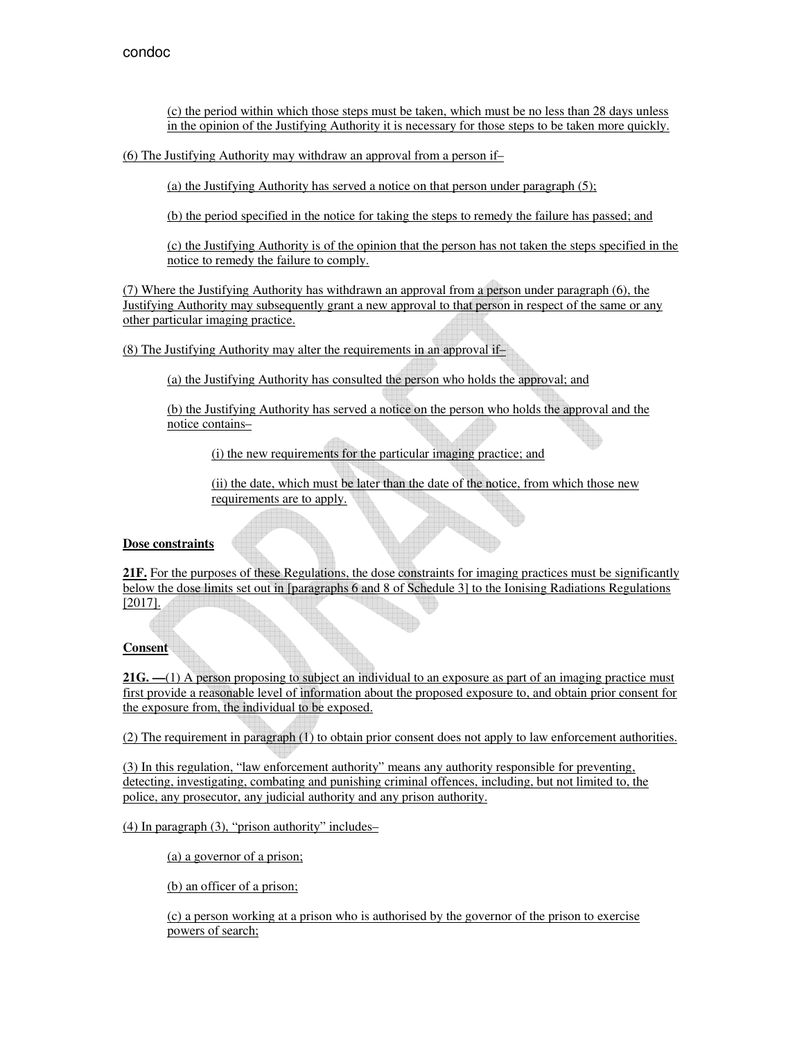(c) the period within which those steps must be taken, which must be no less than 28 days unless in the opinion of the Justifying Authority it is necessary for those steps to be taken more quickly.

(6) The Justifying Authority may withdraw an approval from a person if–

(a) the Justifying Authority has served a notice on that person under paragraph (5);

(b) the period specified in the notice for taking the steps to remedy the failure has passed; and

(c) the Justifying Authority is of the opinion that the person has not taken the steps specified in the notice to remedy the failure to comply.

(7) Where the Justifying Authority has withdrawn an approval from a person under paragraph (6), the Justifying Authority may subsequently grant a new approval to that person in respect of the same or any other particular imaging practice.

(8) The Justifying Authority may alter the requirements in an approval if–

(a) the Justifying Authority has consulted the person who holds the approval; and

(b) the Justifying Authority has served a notice on the person who holds the approval and the notice contains–

(i) the new requirements for the particular imaging practice; and

(ii) the date, which must be later than the date of the notice, from which those new requirements are to apply.

**Dose constraints**

**21F.** For the purposes of these Regulations, the dose constraints for imaging practices must be significantly below the dose limits set out in [paragraphs 6 and 8 of Schedule 3] to the Ionising Radiations Regulations [2017].

**Consent**

**21G. —**(1) A person proposing to subject an individual to an exposure as part of an imaging practice must first provide a reasonable level of information about the proposed exposure to, and obtain prior consent for the exposure from, the individual to be exposed.

(2) The requirement in paragraph (1) to obtain prior consent does not apply to law enforcement authorities.

(3) In this regulation, "law enforcement authority" means any authority responsible for preventing, detecting, investigating, combating and punishing criminal offences, including, but not limited to, the police, any prosecutor, any judicial authority and any prison authority.

(4) In paragraph (3), "prison authority" includes–

(a) a governor of a prison;

(b) an officer of a prison;

(c) a person working at a prison who is authorised by the governor of the prison to exercise powers of search;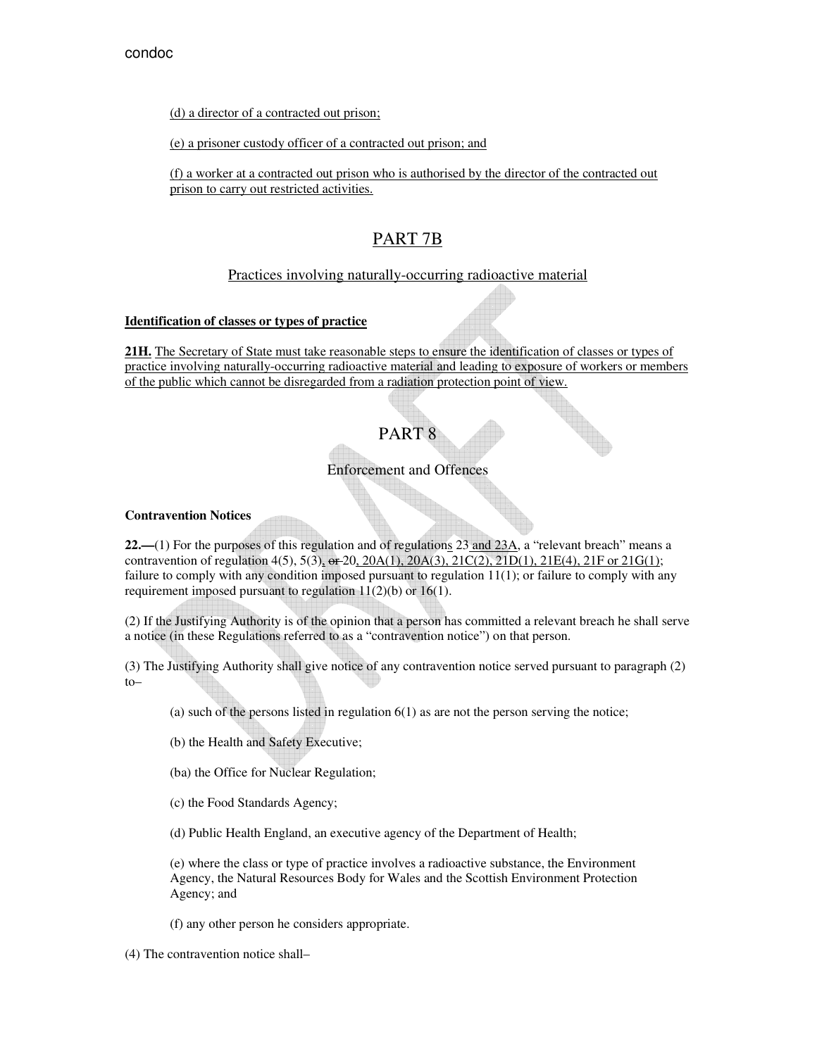(d) a director of a contracted out prison;

(e) a prisoner custody officer of a contracted out prison; and

(f) a worker at a contracted out prison who is authorised by the director of the contracted out prison to carry out restricted activities.

# PART 7B

## Practices involving naturally-occurring radioactive material

**Identification of classes or types of practice**

**21H.** The Secretary of State must take reasonable steps to ensure the identification of classes or types of practice involving naturally-occurring radioactive material and leading to exposure of workers or members of the public which cannot be disregarded from a radiation protection point of view.

# PART 8

## Enforcement and Offences

**Contravention Notices**

**22.—**(1) For the purposes of this regulation and of regulations 23 and 23A, a "relevant breach" means a contravention of regulation 4(5), 5(3), or 20, 20A(1), 20A(3), 21C(2), 21D(1), 21E(4), 21F or 21G(1); failure to comply with any condition imposed pursuant to regulation 11(1); or failure to comply with any requirement imposed pursuant to regulation 11(2)(b) or 16(1).

(2) If the Justifying Authority is of the opinion that a person has committed a relevant breach he shall serve a notice (in these Regulations referred to as a "contravention notice") on that person.

(3) The Justifying Authority shall give notice of any contravention notice served pursuant to paragraph (2) to–

(a) such of the persons listed in regulation 6(1) as are not the person serving the notice;

(b) the Health and Safety Executive;

(ba) the Office for Nuclear Regulation;

(c) the Food Standards Agency;

(d) Public Health England, an executive agency of the Department of Health;

(e) where the class or type of practice involves a radioactive substance, the Environment Agency, the Natural Resources Body for Wales and the Scottish Environment Protection Agency; and

(f) any other person he considers appropriate.

(4) The contravention notice shall–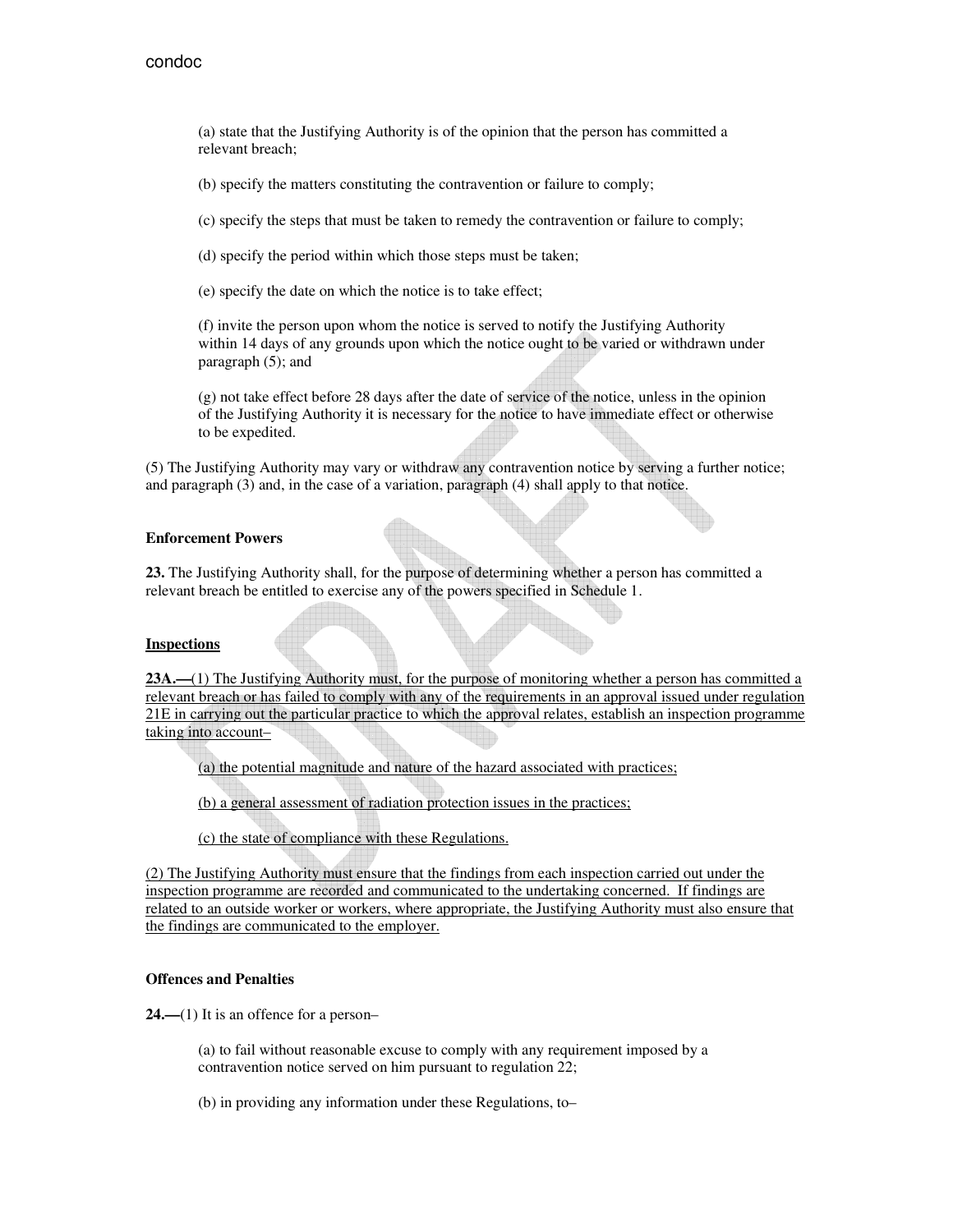(a) state that the Justifying Authority is of the opinion that the person has committed a relevant breach;

(b) specify the matters constituting the contravention or failure to comply;

(c) specify the steps that must be taken to remedy the contravention or failure to comply;

(d) specify the period within which those steps must be taken;

(e) specify the date on which the notice is to take effect;

(f) invite the person upon whom the notice is served to notify the Justifying Authority within 14 days of any grounds upon which the notice ought to be varied or withdrawn under paragraph (5); and

(g) not take effect before 28 days after the date of service of the notice, unless in the opinion of the Justifying Authority it is necessary for the notice to have immediate effect or otherwise to be expedited.

(5) The Justifying Authority may vary or withdraw any contravention notice by serving a further notice; and paragraph (3) and, in the case of a variation, paragraph (4) shall apply to that notice.

**Enforcement Powers**

**23.** The Justifying Authority shall, for the purpose of determining whether a person has committed a relevant breach be entitled to exercise any of the powers specified in Schedule 1.

**Inspections**

**23A.—**(1) The Justifying Authority must, for the purpose of monitoring whether a person has committed a relevant breach or has failed to comply with any of the requirements in an approval issued under regulation 21E in carrying out the particular practice to which the approval relates, establish an inspection programme taking into account–

(a) the potential magnitude and nature of the hazard associated with practices;

(b) a general assessment of radiation protection issues in the practices;

(c) the state of compliance with these Regulations.

(2) The Justifying Authority must ensure that the findings from each inspection carried out under the inspection programme are recorded and communicated to the undertaking concerned. If findings are related to an outside worker or workers, where appropriate, the Justifying Authority must also ensure that the findings are communicated to the employer.

**Offences and Penalties**

**24.—**(1) It is an offence for a person–

(a) to fail without reasonable excuse to comply with any requirement imposed by a contravention notice served on him pursuant to regulation 22;

(b) in providing any information under these Regulations, to–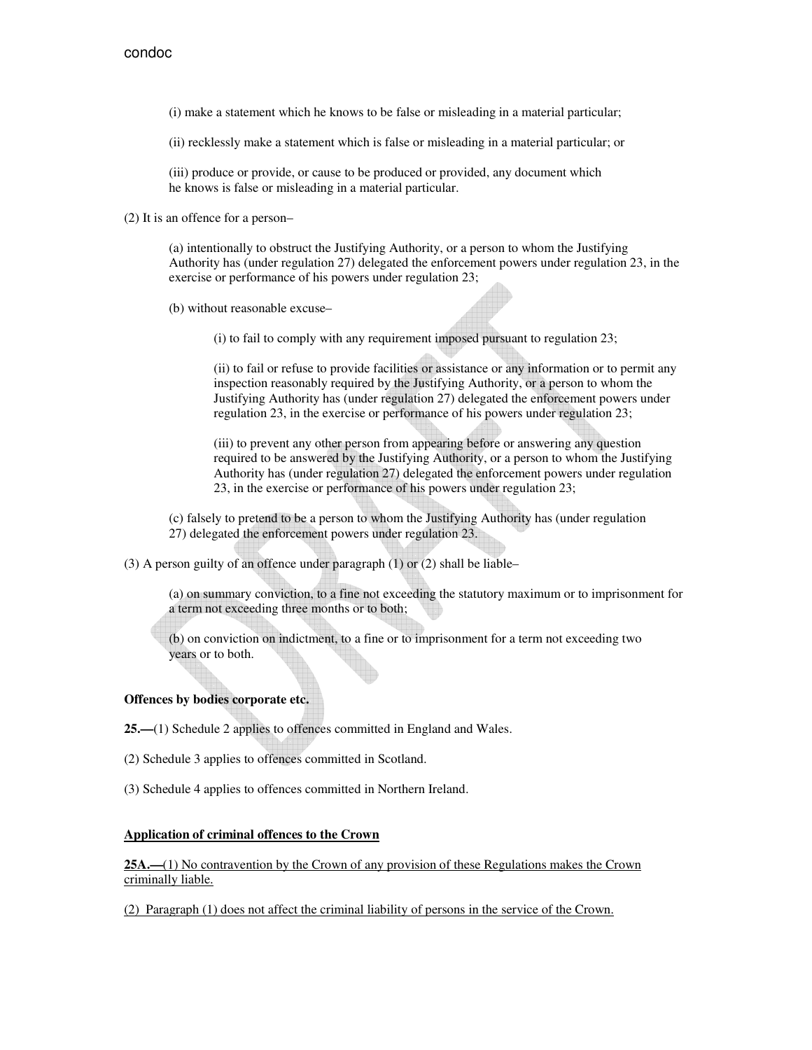(i) make a statement which he knows to be false or misleading in a material particular;

(ii) recklessly make a statement which is false or misleading in a material particular; or

(iii) produce or provide, or cause to be produced or provided, any document which he knows is false or misleading in a material particular.

(2) It is an offence for a person–

(a) intentionally to obstruct the Justifying Authority, or a person to whom the Justifying Authority has (under regulation 27) delegated the enforcement powers under regulation 23, in the exercise or performance of his powers under regulation 23;

(b) without reasonable excuse–

(i) to fail to comply with any requirement imposed pursuant to regulation 23;

(ii) to fail or refuse to provide facilities or assistance or any information or to permit any inspection reasonably required by the Justifying Authority, or a person to whom the Justifying Authority has (under regulation 27) delegated the enforcement powers under regulation 23, in the exercise or performance of his powers under regulation 23;

(iii) to prevent any other person from appearing before or answering any question required to be answered by the Justifying Authority, or a person to whom the Justifying Authority has (under regulation 27) delegated the enforcement powers under regulation 23, in the exercise or performance of his powers under regulation 23;

(c) falsely to pretend to be a person to whom the Justifying Authority has (under regulation 27) delegated the enforcement powers under regulation 23.

(3) A person guilty of an offence under paragraph (1) or (2) shall be liable–

(a) on summary conviction, to a fine not exceeding the statutory maximum or to imprisonment for a term not exceeding three months or to both;

(b) on conviction on indictment, to a fine or to imprisonment for a term not exceeding two years or to both.

**Offences by bodies corporate etc.**

**25.—**(1) Schedule 2 applies to offences committed in England and Wales.

(2) Schedule 3 applies to offences committed in Scotland.

(3) Schedule 4 applies to offences committed in Northern Ireland.

**Application of criminal offences to the Crown**

**25A.—**(1) No contravention by the Crown of any provision of these Regulations makes the Crown criminally liable.

(2) Paragraph (1) does not affect the criminal liability of persons in the service of the Crown.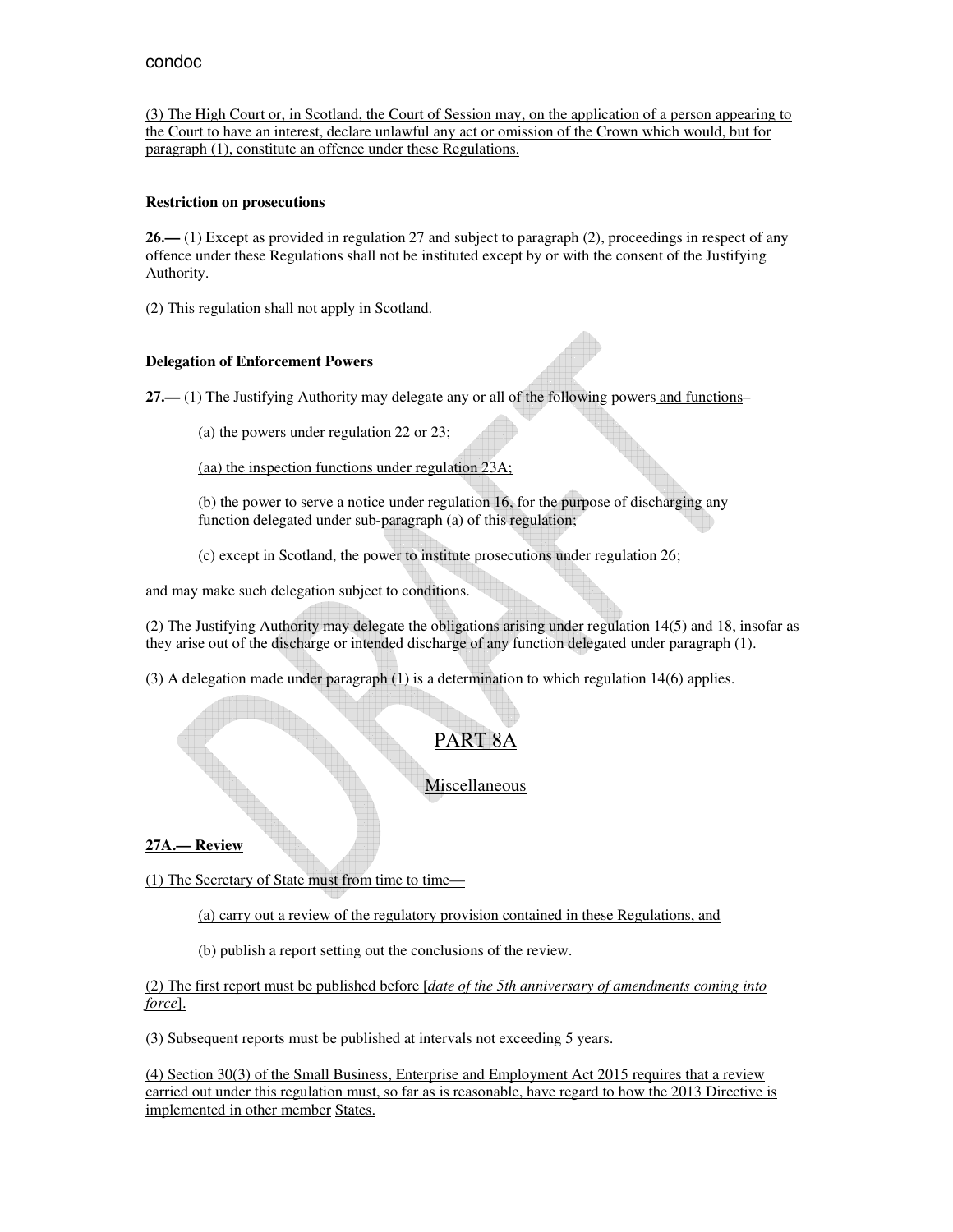(3) The High Court or, in Scotland, the Court of Session may, on the application of a person appearing to the Court to have an interest, declare unlawful any act or omission of the Crown which would, but for paragraph (1), constitute an offence under these Regulations.

**Restriction on prosecutions**

**26.—** (1) Except as provided in regulation 27 and subject to paragraph (2), proceedings in respect of any offence under these Regulations shall not be instituted except by or with the consent of the Justifying Authority.

(2) This regulation shall not apply in Scotland.

**Delegation of Enforcement Powers**

**27.—** (1) The Justifying Authority may delegate any or all of the following powers and functions–

(a) the powers under regulation 22 or 23;

(aa) the inspection functions under regulation 23A;

(b) the power to serve a notice under regulation 16, for the purpose of discharging any function delegated under sub-paragraph (a) of this regulation;

(c) except in Scotland, the power to institute prosecutions under regulation 26;

and may make such delegation subject to conditions.

(2) The Justifying Authority may delegate the obligations arising under regulation 14(5) and 18, insofar as they arise out of the discharge or intended discharge of any function delegated under paragraph (1).

(3) A delegation made under paragraph (1) is a determination to which regulation 14(6) applies.

## PART 8A

### Miscellaneous

**27A.— Review**

(1) The Secretary of State must from time to time—

(a) carry out a review of the regulatory provision contained in these Regulations, and

(b) publish a report setting out the conclusions of the review.

(2) The first report must be published before [*date of the 5th anniversary of amendments coming into force*].

(3) Subsequent reports must be published at intervals not exceeding 5 years.

(4) Section 30(3) of the Small Business, Enterprise and Employment Act 2015 requires that a review carried out under this regulation must, so far as is reasonable, have regard to how the 2013 Directive is implemented in other member States.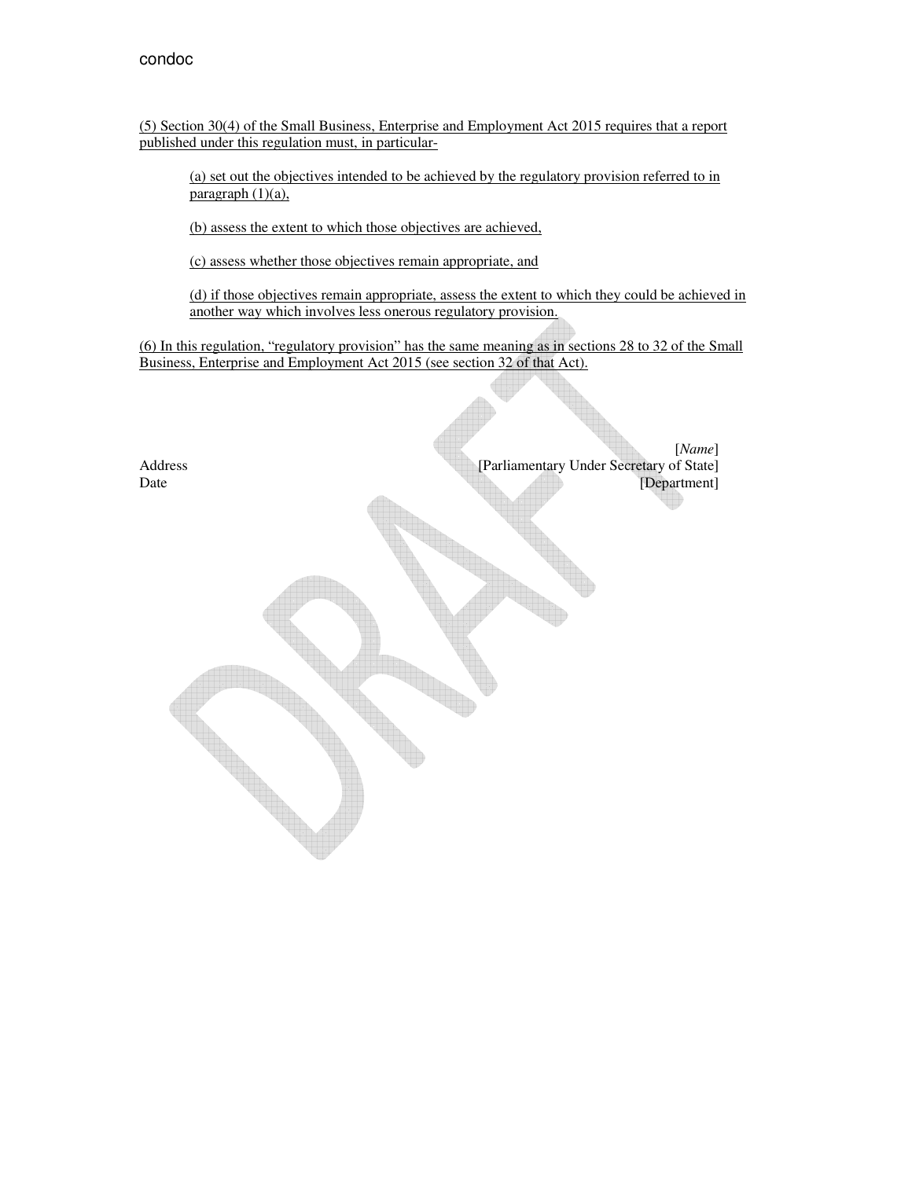(5) Section 30(4) of the Small Business, Enterprise and Employment Act 2015 requires that a report published under this regulation must, in particular-

(a) set out the objectives intended to be achieved by the regulatory provision referred to in paragraph (1)(a),

(b) assess the extent to which those objectives are achieved,

(c) assess whether those objectives remain appropriate, and

(d) if those objectives remain appropriate, assess the extent to which they could be achieved in another way which involves less onerous regulatory provision.

(6) In this regulation, "regulatory provision" has the same meaning as in sections 28 to 32 of the Small Business, Enterprise and Employment Act 2015 (see section 32 of that Act).

[*Name*]
Address [Parliamentary Under Secretary of State]
Date [Department]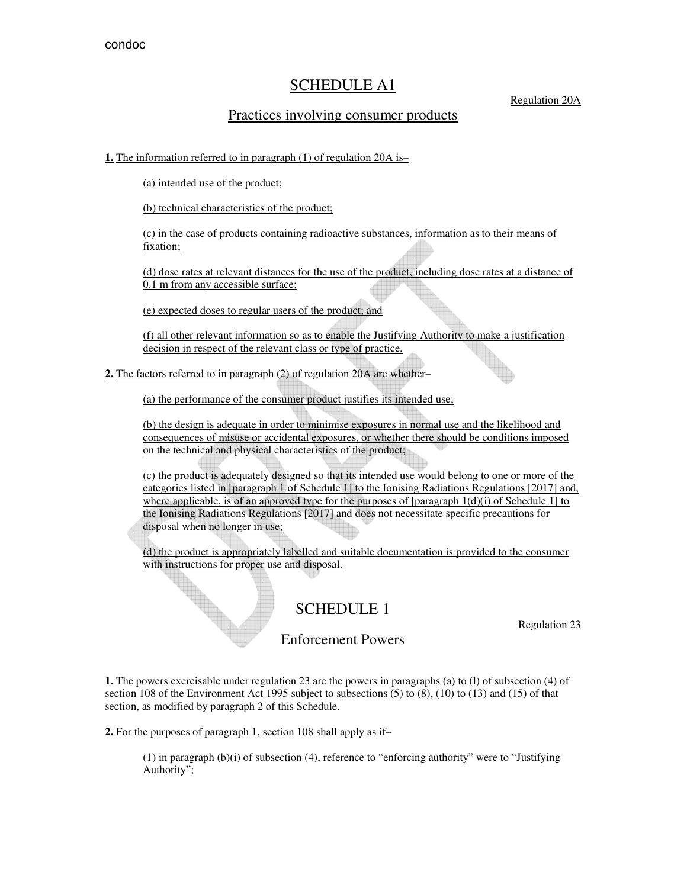# SCHEDULE A1

Regulation 20A

## Practices involving consumer products

**1.** The information referred to in paragraph (1) of regulation 20A is–

(a) intended use of the product;

(b) technical characteristics of the product;

(c) in the case of products containing radioactive substances, information as to their means of fixation;

(d) dose rates at relevant distances for the use of the product, including dose rates at a distance of 0.1 m from any accessible surface;

(e) expected doses to regular users of the product; and

(f) all other relevant information so as to enable the Justifying Authority to make a justification decision in respect of the relevant class or type of practice.

**2.** The factors referred to in paragraph (2) of regulation 20A are whether–

(a) the performance of the consumer product justifies its intended use;

(b) the design is adequate in order to minimise exposures in normal use and the likelihood and consequences of misuse or accidental exposures, or whether there should be conditions imposed on the technical and physical characteristics of the product;

(c) the product is adequately designed so that its intended use would belong to one or more of the categories listed in [paragraph 1 of Schedule 1] to the Ionising Radiations Regulations [2017] and, where applicable, is of an approved type for the purposes of [paragraph 1(d)(i) of Schedule 1] to the Ionising Radiations Regulations [2017] and does not necessitate specific precautions for disposal when no longer in use;

(d) the product is appropriately labelled and suitable documentation is provided to the consumer with instructions for proper use and disposal.

# SCHEDULE 1

Regulation 23

## Enforcement Powers

**1.** The powers exercisable under regulation 23 are the powers in paragraphs (a) to (l) of subsection (4) of section 108 of the Environment Act 1995 subject to subsections (5) to (8), (10) to (13) and (15) of that section, as modified by paragraph 2 of this Schedule.

**2.** For the purposes of paragraph 1, section 108 shall apply as if–

(1) in paragraph (b)(i) of subsection (4), reference to "enforcing authority" were to "Justifying Authority";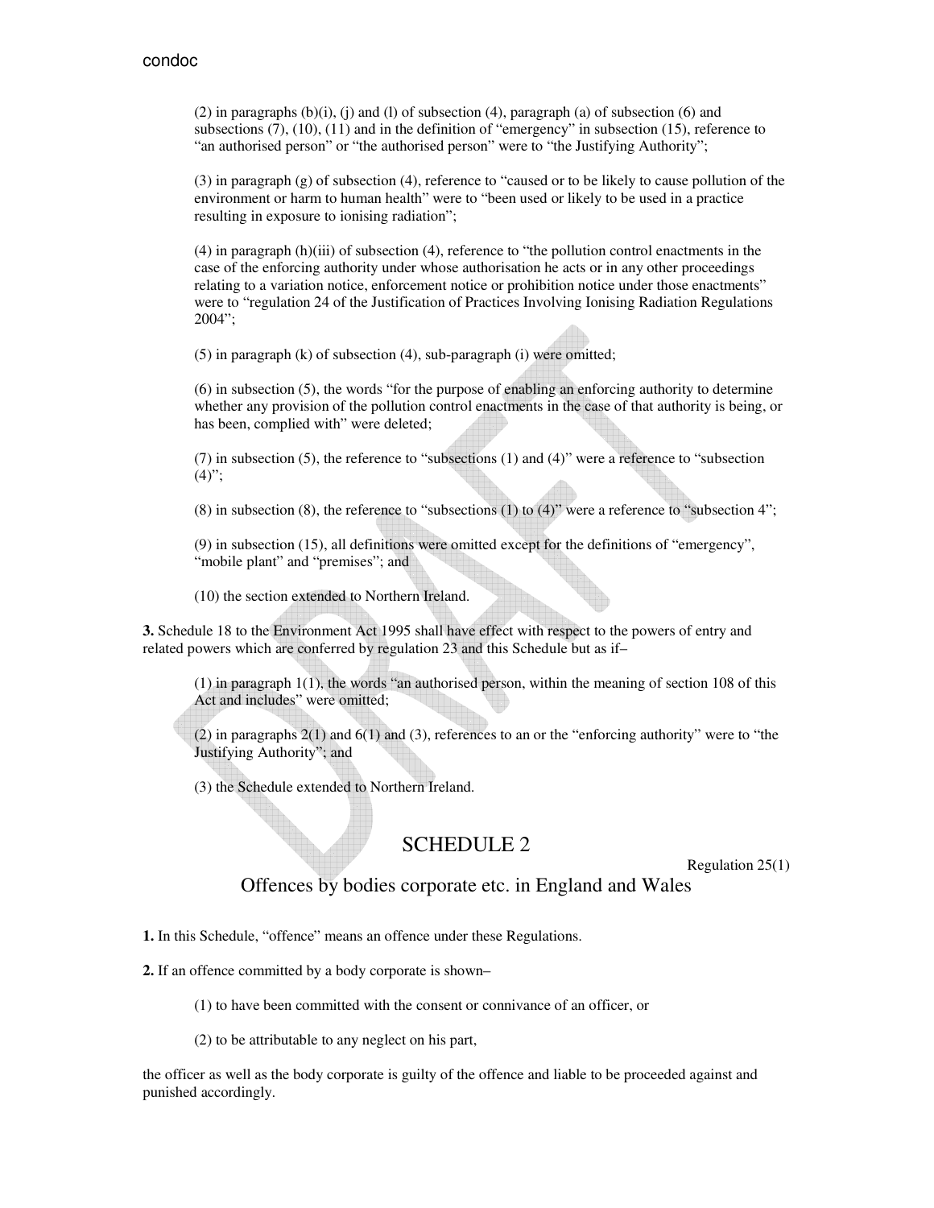(2) in paragraphs (b)(i), (j) and (l) of subsection (4), paragraph (a) of subsection (6) and subsections (7), (10), (11) and in the definition of "emergency" in subsection (15), reference to "an authorised person" or "the authorised person" were to "the Justifying Authority";

(3) in paragraph (g) of subsection (4), reference to "caused or to be likely to cause pollution of the environment or harm to human health" were to "been used or likely to be used in a practice resulting in exposure to ionising radiation";

(4) in paragraph (h)(iii) of subsection (4), reference to "the pollution control enactments in the case of the enforcing authority under whose authorisation he acts or in any other proceedings relating to a variation notice, enforcement notice or prohibition notice under those enactments" were to "regulation 24 of the Justification of Practices Involving Ionising Radiation Regulations 2004";

(5) in paragraph (k) of subsection (4), sub-paragraph (i) were omitted;

(6) in subsection (5), the words "for the purpose of enabling an enforcing authority to determine whether any provision of the pollution control enactments in the case of that authority is being, or has been, complied with" were deleted;

(7) in subsection (5), the reference to "subsections (1) and (4)" were a reference to "subsection (4)";

(8) in subsection (8), the reference to "subsections (1) to (4)" were a reference to "subsection 4";

(9) in subsection (15), all definitions were omitted except for the definitions of "emergency", "mobile plant" and "premises"; and

(10) the section extended to Northern Ireland.

**3.** Schedule 18 to the Environment Act 1995 shall have effect with respect to the powers of entry and related powers which are conferred by regulation 23 and this Schedule but as if–

(1) in paragraph 1(1), the words "an authorised person, within the meaning of section 108 of this Act and includes" were omitted;

(2) in paragraphs 2(1) and 6(1) and (3), references to an or the "enforcing authority" were to "the Justifying Authority"; and

(3) the Schedule extended to Northern Ireland.

## SCHEDULE 2

Regulation 25(1)

### Offences by bodies corporate etc. in England and Wales

**1.** In this Schedule, "offence" means an offence under these Regulations.

**2.** If an offence committed by a body corporate is shown–

(1) to have been committed with the consent or connivance of an officer, or

(2) to be attributable to any neglect on his part,

the officer as well as the body corporate is guilty of the offence and liable to be proceeded against and punished accordingly.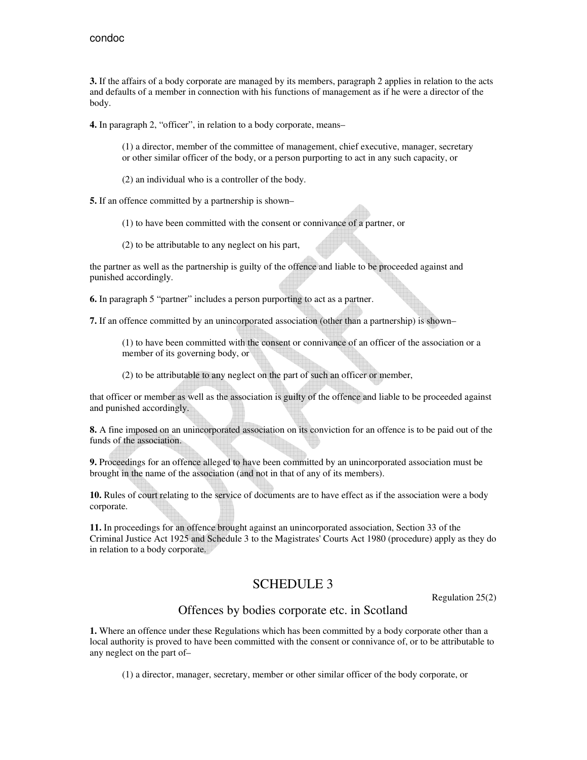**3.** If the affairs of a body corporate are managed by its members, paragraph 2 applies in relation to the acts and defaults of a member in connection with his functions of management as if he were a director of the body.

**4.** In paragraph 2, "officer", in relation to a body corporate, means–

(1) a director, member of the committee of management, chief executive, manager, secretary or other similar officer of the body, or a person purporting to act in any such capacity, or

(2) an individual who is a controller of the body.

**5.** If an offence committed by a partnership is shown–

(1) to have been committed with the consent or connivance of a partner, or

(2) to be attributable to any neglect on his part,

the partner as well as the partnership is guilty of the offence and liable to be proceeded against and punished accordingly.

**6.** In paragraph 5 "partner" includes a person purporting to act as a partner.

**7.** If an offence committed by an unincorporated association (other than a partnership) is shown–

(1) to have been committed with the consent or connivance of an officer of the association or a member of its governing body, or

(2) to be attributable to any neglect on the part of such an officer or member,

that officer or member as well as the association is guilty of the offence and liable to be proceeded against and punished accordingly.

**8.** A fine imposed on an unincorporated association on its conviction for an offence is to be paid out of the funds of the association.

**9.** Proceedings for an offence alleged to have been committed by an unincorporated association must be brought in the name of the association (and not in that of any of its members).

**10.** Rules of court relating to the service of documents are to have effect as if the association were a body corporate.

**11.** In proceedings for an offence brought against an unincorporated association, Section 33 of the Criminal Justice Act 1925 and Schedule 3 to the Magistrates' Courts Act 1980 (procedure) apply as they do in relation to a body corporate.

## SCHEDULE 3

Regulation 25(2)

### Offences by bodies corporate etc. in Scotland

**1.** Where an offence under these Regulations which has been committed by a body corporate other than a local authority is proved to have been committed with the consent or connivance of, or to be attributable to any neglect on the part of–

(1) a director, manager, secretary, member or other similar officer of the body corporate, or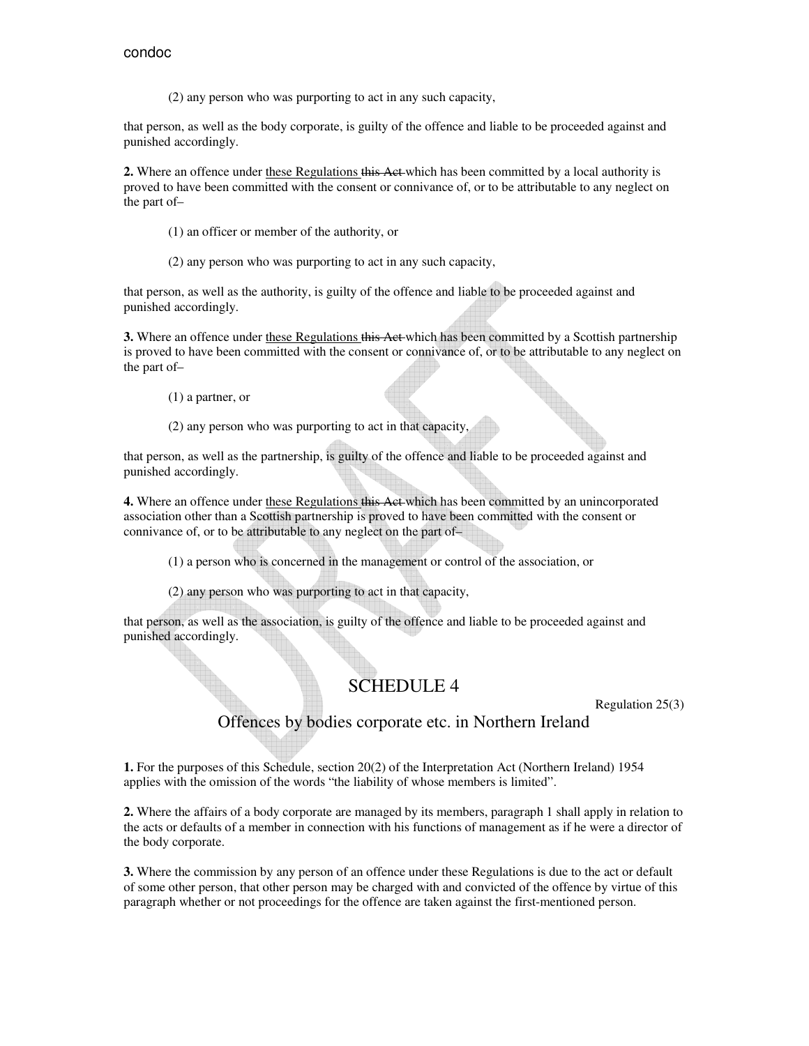(2) any person who was purporting to act in any such capacity,

that person, as well as the body corporate, is guilty of the offence and liable to be proceeded against and punished accordingly.

**2.** Where an offence under these Regulations ~~this Act~~ which has been committed by a local authority is proved to have been committed with the consent or connivance of, or to be attributable to any neglect on the part of–

(1) an officer or member of the authority, or

(2) any person who was purporting to act in any such capacity,

that person, as well as the authority, is guilty of the offence and liable to be proceeded against and punished accordingly.

**3.** Where an offence under these Regulations ~~this Act~~ which has been committed by a Scottish partnership is proved to have been committed with the consent or connivance of, or to be attributable to any neglect on the part of–

(1) a partner, or

(2) any person who was purporting to act in that capacity,

that person, as well as the partnership, is guilty of the offence and liable to be proceeded against and punished accordingly.

**4.** Where an offence under these Regulations ~~this Act~~ which has been committed by an unincorporated association other than a Scottish partnership is proved to have been committed with the consent or connivance of, or to be attributable to any neglect on the part of–

(1) a person who is concerned in the management or control of the association, or

(2) any person who was purporting to act in that capacity,

that person, as well as the association, is guilty of the offence and liable to be proceeded against and punished accordingly.

## SCHEDULE 4

Regulation 25(3)

## Offences by bodies corporate etc. in Northern Ireland

**1.** For the purposes of this Schedule, section 20(2) of the Interpretation Act (Northern Ireland) 1954 applies with the omission of the words “the liability of whose members is limited”.

**2.** Where the affairs of a body corporate are managed by its members, paragraph 1 shall apply in relation to the acts or defaults of a member in connection with his functions of management as if he were a director of the body corporate.

**3.** Where the commission by any person of an offence under these Regulations is due to the act or default of some other person, that other person may be charged with and convicted of the offence by virtue of this paragraph whether or not proceedings for the offence are taken against the first-mentioned person.